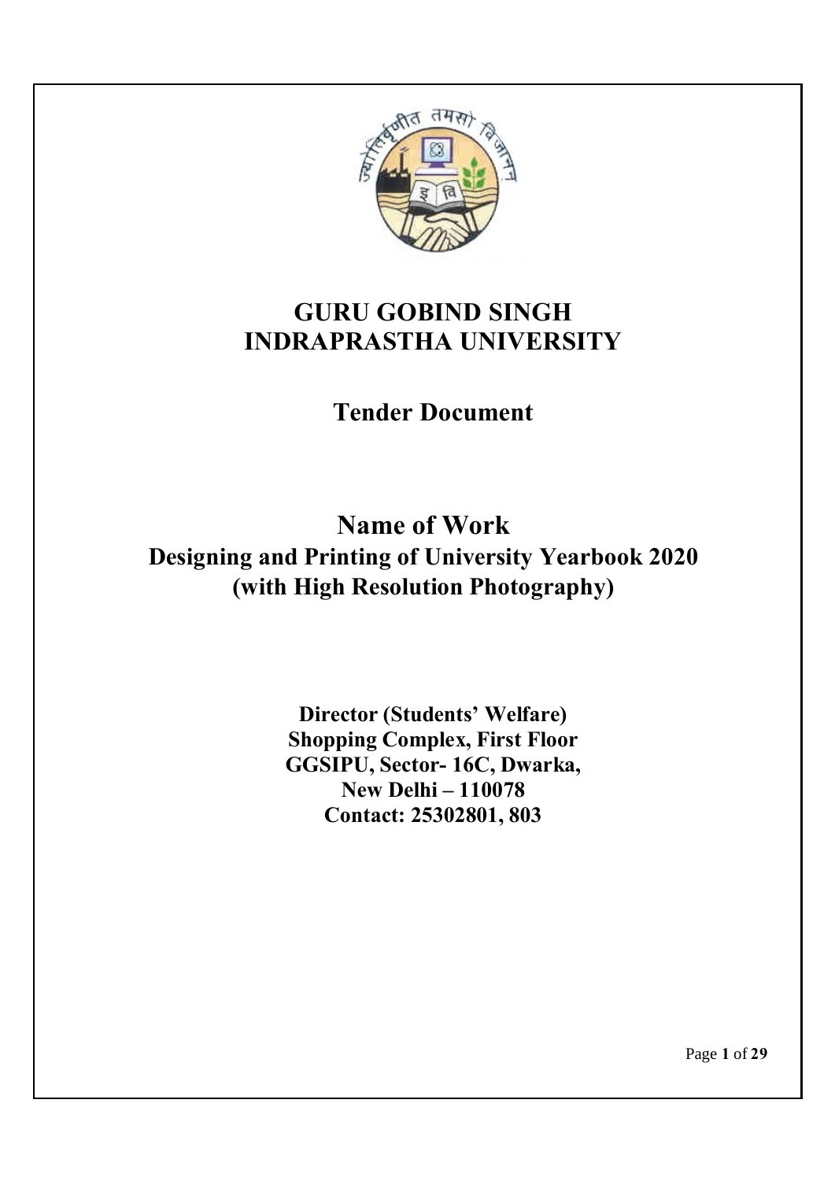# GURU GOBIND SINGH INDRAPRASTHA UNIVERSITY

## Tender Document

## Name of Work

### Designing and Printing of University Yearbook 2020 (with High Resolution Photography)

**Director (Students' Welfare)**
**Shopping Complex, First Floor**
**GGSIPU, Sector- 16C, Dwarka,**
**New Delhi – 110078**
**Contact: 25302801, 803**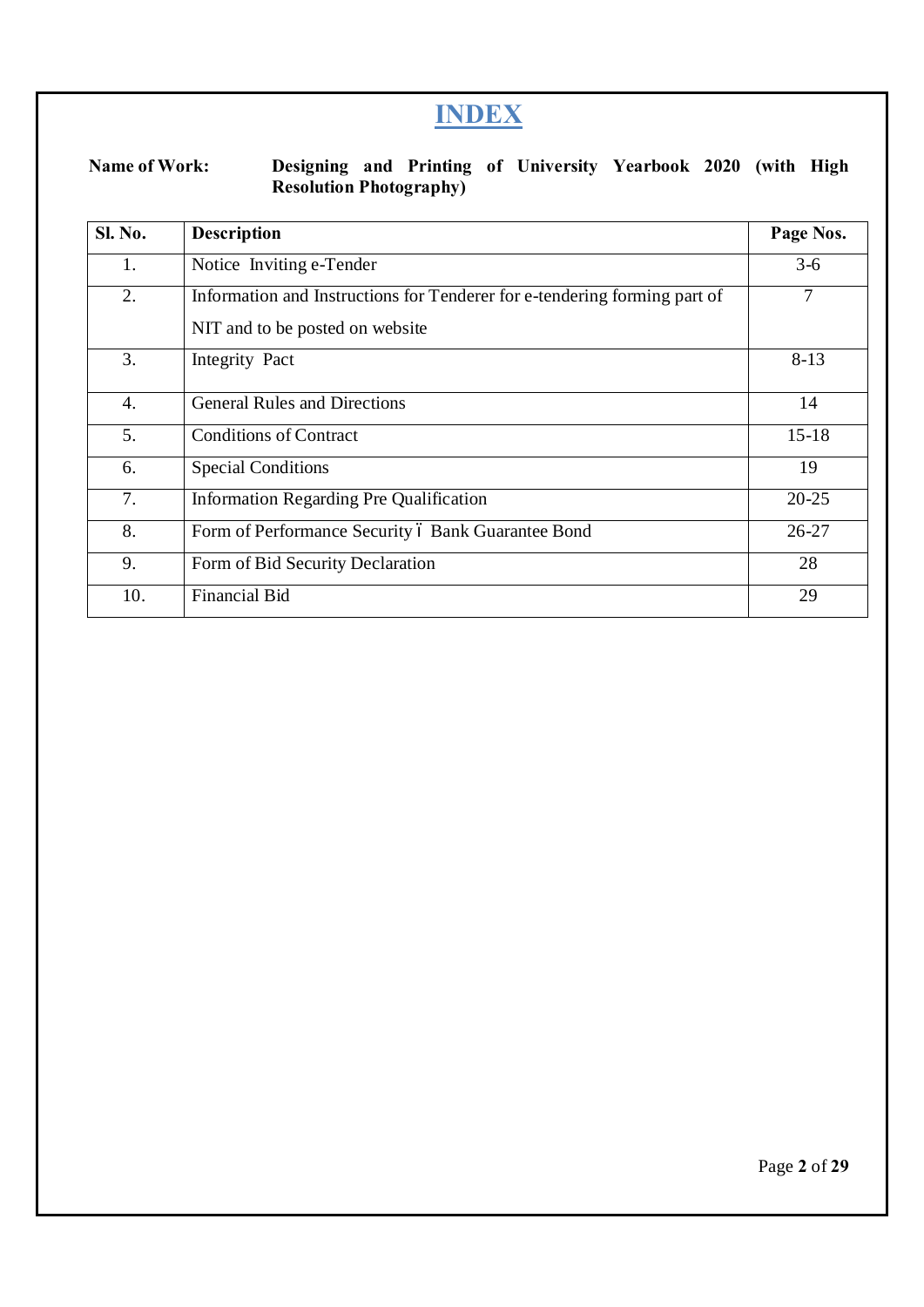# INDEX

**Name of Work:** **Designing and Printing of University Yearbook 2020 (with High Resolution Photography)**

| Sl. No. | Description | Page Nos. |
|---|---|---|
| 1. | Notice Inviting e-Tender | 3-6 |
| 2. | Information and Instructions for Tenderer for e-tendering forming part of NIT and to be posted on website | 7 |
| 3. | Integrity Pact | 8-13 |
| 4. | General Rules and Directions | 14 |
| 5. | Conditions of Contract | 15-18 |
| 6. | Special Conditions | 19 |
| 7. | Information Regarding Pre Qualification | 20-25 |
| 8. | Form of Performance Security – Bank Guarantee Bond | 26-27 |
| 9. | Form of Bid Security Declaration | 28 |
| 10. | Financial Bid | 29 |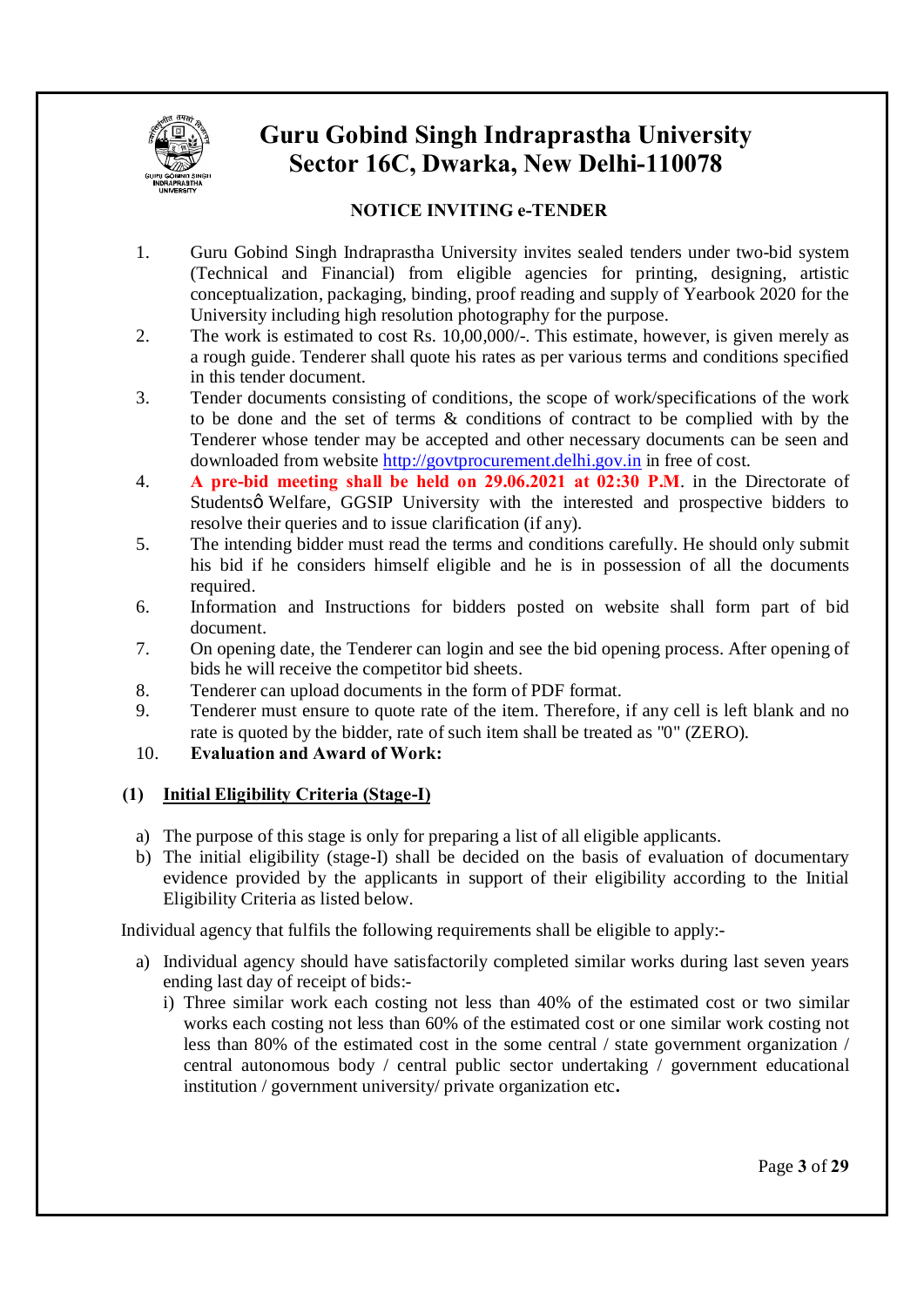# Guru Gobind Singh Indraprastha University
# Sector 16C, Dwarka, New Delhi-110078

## NOTICE INVITING e-TENDER

1. Guru Gobind Singh Indraprastha University invites sealed tenders under two-bid system (Technical and Financial) from eligible agencies for printing, designing, artistic conceptualization, packaging, binding, proof reading and supply of Yearbook 2020 for the University including high resolution photography for the purpose.
2. The work is estimated to cost Rs. 10,00,000/-. This estimate, however, is given merely as a rough guide. Tenderer shall quote his rates as per various terms and conditions specified in this tender document.
3. Tender documents consisting of conditions, the scope of work/specifications of the work to be done and the set of terms & conditions of contract to be complied with by the Tenderer whose tender may be accepted and other necessary documents can be seen and downloaded from website http://govtprocurement.delhi.gov.in in free of cost.
4. **A pre-bid meeting shall be held on 29.06.2021 at 02:30 P.M**. in the Directorate of Studentsø Welfare, GGSIP University with the interested and prospective bidders to resolve their queries and to issue clarification (if any).
5. The intending bidder must read the terms and conditions carefully. He should only submit his bid if he considers himself eligible and he is in possession of all the documents required.
6. Information and Instructions for bidders posted on website shall form part of bid document.
7. On opening date, the Tenderer can login and see the bid opening process. After opening of bids he will receive the competitor bid sheets.
8. Tenderer can upload documents in the form of PDF format.
9. Tenderer must ensure to quote rate of the item. Therefore, if any cell is left blank and no rate is quoted by the bidder, rate of such item shall be treated as "0" (ZERO).
10. **Evaluation and Award of Work:**

**(1) Initial Eligibility Criteria (Stage-I)**

a) The purpose of this stage is only for preparing a list of all eligible applicants.
b) The initial eligibility (stage-I) shall be decided on the basis of evaluation of documentary evidence provided by the applicants in support of their eligibility according to the Initial Eligibility Criteria as listed below.

Individual agency that fulfils the following requirements shall be eligible to apply:-

a) Individual agency should have satisfactorily completed similar works during last seven years ending last day of receipt of bids:-
   i) Three similar work each costing not less than 40% of the estimated cost or two similar works each costing not less than 60% of the estimated cost or one similar work costing not less than 80% of the estimated cost in the some central / state government organization / central autonomous body / central public sector undertaking / government educational institution / government university/ private organization etc**.**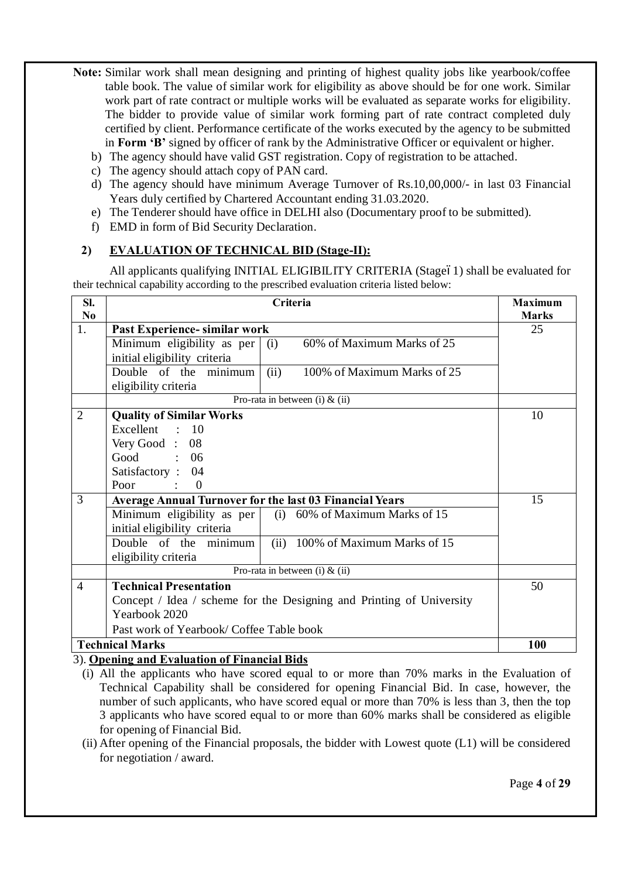**Note:** Similar work shall mean designing and printing of highest quality jobs like yearbook/coffee table book. The value of similar work for eligibility as above should be for one work. Similar work part of rate contract or multiple works will be evaluated as separate works for eligibility. The bidder to provide value of similar work forming part of rate contract completed duly certified by client. Performance certificate of the works executed by the agency to be submitted in **Form 'B'** signed by officer of rank by the Administrative Officer or equivalent or higher.

b) The agency should have valid GST registration. Copy of registration to be attached.

c) The agency should attach copy of PAN card.

d) The agency should have minimum Average Turnover of Rs.10,00,000/- in last 03 Financial Years duly certified by Chartered Accountant ending 31.03.2020.

e) The Tenderer should have office in DELHI also (Documentary proof to be submitted).

f) EMD in form of Bid Security Declaration.

## 2) EVALUATION OF TECHNICAL BID (Stage-II):

All applicants qualifying INITIAL ELIGIBILITY CRITERIA (Stage 1) shall be evaluated for their technical capability according to the prescribed evaluation criteria listed below:

| Sl. No | Criteria | | Maximum Marks |
|---|---|---|---|
| 1. | **Past Experience- similar work** | | 25 |
| | Minimum eligibility as per initial eligibility criteria | (i) 60% of Maximum Marks of 25 | |
| | Double of the minimum eligibility criteria | (ii) 100% of Maximum Marks of 25 | |
| | Pro-rata in between (i) & (ii) | | |
| 2 | **Quality of Similar Works**<br>Excellent : 10<br>Very Good : 08<br>Good : 06<br>Satisfactory : 04<br>Poor : 0 | | 10 |
| 3 | **Average Annual Turnover for the last 03 Financial Years** | | 15 |
| | Minimum eligibility as per initial eligibility criteria | (i) 60% of Maximum Marks of 15 | |
| | Double of the minimum eligibility criteria | (ii) 100% of Maximum Marks of 15 | |
| | Pro-rata in between (i) & (ii) | | |
| 4 | **Technical Presentation**<br>Concept / Idea / scheme for the Designing and Printing of University Yearbook 2020<br>Past work of Yearbook/ Coffee Table book | | 50 |
| **Technical Marks** | | | **100** |

3). **Opening and Evaluation of Financial Bids**

(i) All the applicants who have scored equal to or more than 70% marks in the Evaluation of Technical Capability shall be considered for opening Financial Bid. In case, however, the number of such applicants, who have scored equal or more than 70% is less than 3, then the top 3 applicants who have scored equal to or more than 60% marks shall be considered as eligible for opening of Financial Bid.

(ii) After opening of the Financial proposals, the bidder with Lowest quote (L1) will be considered for negotiation / award.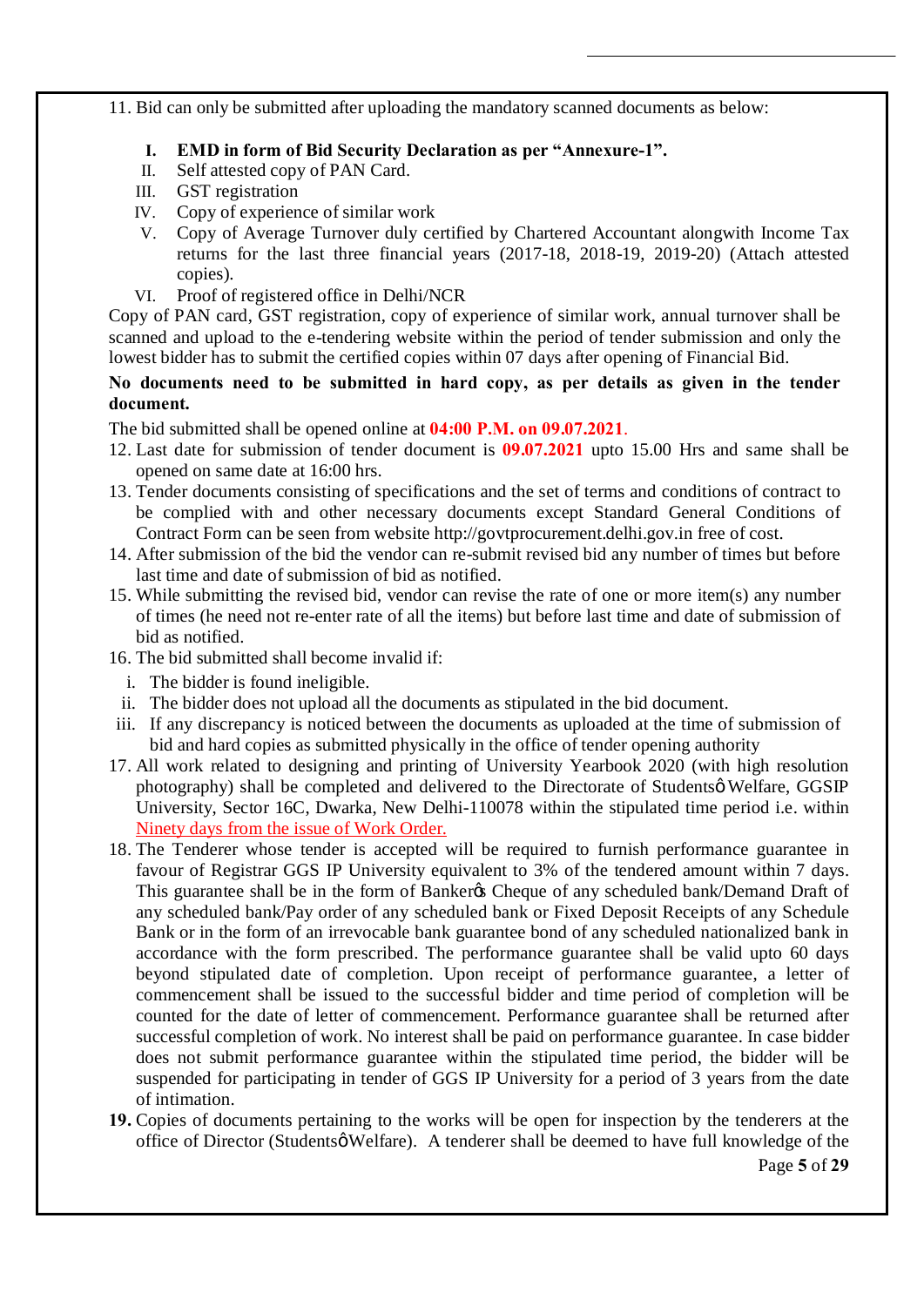11. Bid can only be submitted after uploading the mandatory scanned documents as below:

    I. **EMD in form of Bid Security Declaration as per "Annexure-1".**
    II. Self attested copy of PAN Card.
    III. GST registration
    IV. Copy of experience of similar work
    V. Copy of Average Turnover duly certified by Chartered Accountant alongwith Income Tax returns for the last three financial years (2017-18, 2018-19, 2019-20) (Attach attested copies).
    VI. Proof of registered office in Delhi/NCR

Copy of PAN card, GST registration, copy of experience of similar work, annual turnover shall be scanned and upload to the e-tendering website within the period of tender submission and only the lowest bidder has to submit the certified copies within 07 days after opening of Financial Bid.

**No documents need to be submitted in hard copy, as per details as given in the tender document.**

The bid submitted shall be opened online at **04:00 P.M. on 09.07.2021**.

12. Last date for submission of tender document is **09.07.2021** upto 15.00 Hrs and same shall be opened on same date at 16:00 hrs.
13. Tender documents consisting of specifications and the set of terms and conditions of contract to be complied with and other necessary documents except Standard General Conditions of Contract Form can be seen from website http://govtprocurement.delhi.gov.in free of cost.
14. After submission of the bid the vendor can re-submit revised bid any number of times but before last time and date of submission of bid as notified.
15. While submitting the revised bid, vendor can revise the rate of one or more item(s) any number of times (he need not re-enter rate of all the items) but before last time and date of submission of bid as notified.
16. The bid submitted shall become invalid if:
    i. The bidder is found ineligible.
    ii. The bidder does not upload all the documents as stipulated in the bid document.
    iii. If any discrepancy is noticed between the documents as uploaded at the time of submission of bid and hard copies as submitted physically in the office of tender opening authority
17. All work related to designing and printing of University Yearbook 2020 (with high resolution photography) shall be completed and delivered to the Directorate of Students' Welfare, GGSIP University, Sector 16C, Dwarka, New Delhi-110078 within the stipulated time period i.e. within Ninety days from the issue of Work Order.
18. The Tenderer whose tender is accepted will be required to furnish performance guarantee in favour of Registrar GGS IP University equivalent to 3% of the tendered amount within 7 days. This guarantee shall be in the form of Banker's Cheque of any scheduled bank/Demand Draft of any scheduled bank/Pay order of any scheduled bank or Fixed Deposit Receipts of any Schedule Bank or in the form of an irrevocable bank guarantee bond of any scheduled nationalized bank in accordance with the form prescribed. The performance guarantee shall be valid upto 60 days beyond stipulated date of completion. Upon receipt of performance guarantee, a letter of commencement shall be issued to the successful bidder and time period of completion will be counted for the date of letter of commencement. Performance guarantee shall be returned after successful completion of work. No interest shall be paid on performance guarantee. In case bidder does not submit performance guarantee within the stipulated time period, the bidder will be suspended for participating in tender of GGS IP University for a period of 3 years from the date of intimation.
19. Copies of documents pertaining to the works will be open for inspection by the tenderers at the office of Director (Students' Welfare). A tenderer shall be deemed to have full knowledge of the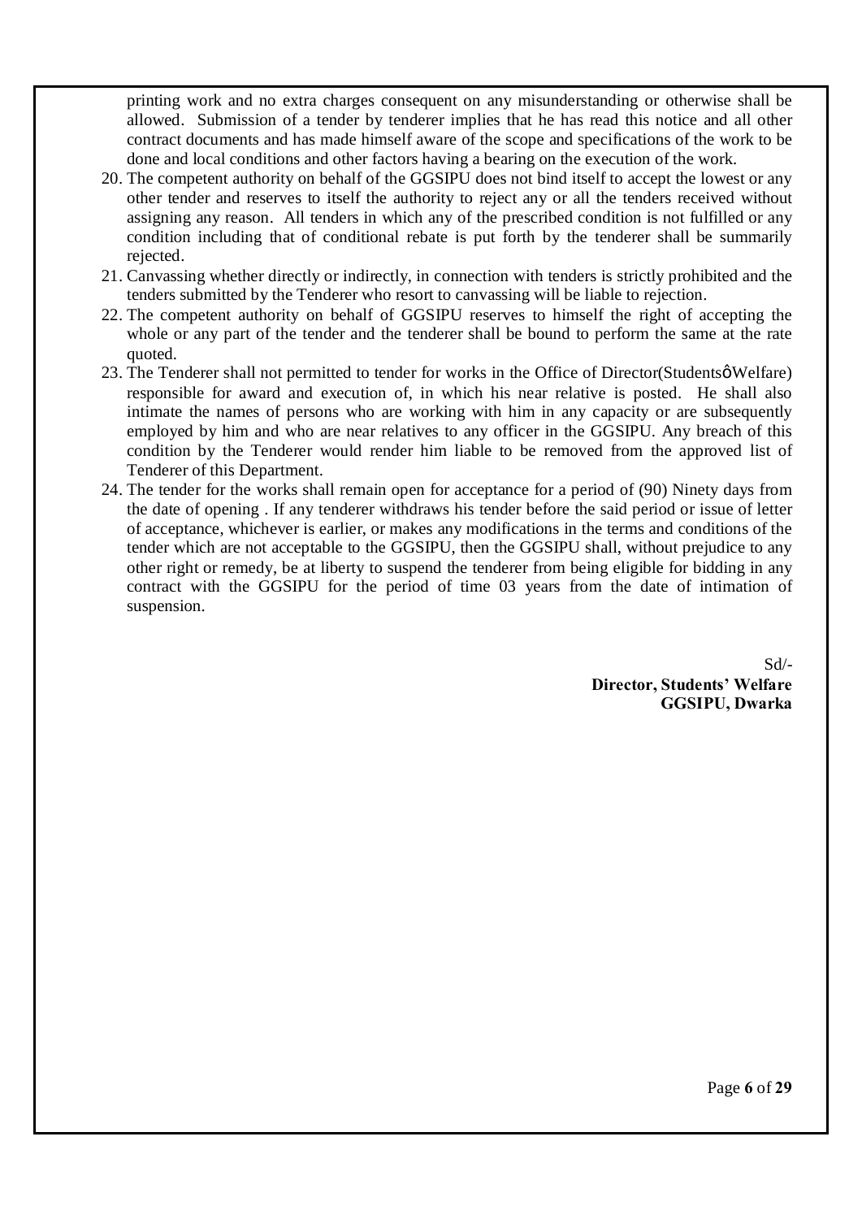printing work and no extra charges consequent on any misunderstanding or otherwise shall be allowed. Submission of a tender by tenderer implies that he has read this notice and all other contract documents and has made himself aware of the scope and specifications of the work to be done and local conditions and other factors having a bearing on the execution of the work.

20. The competent authority on behalf of the GGSIPU does not bind itself to accept the lowest or any other tender and reserves to itself the authority to reject any or all the tenders received without assigning any reason. All tenders in which any of the prescribed condition is not fulfilled or any condition including that of conditional rebate is put forth by the tenderer shall be summarily rejected.
21. Canvassing whether directly or indirectly, in connection with tenders is strictly prohibited and the tenders submitted by the Tenderer who resort to canvassing will be liable to rejection.
22. The competent authority on behalf of GGSIPU reserves to himself the right of accepting the whole or any part of the tender and the tenderer shall be bound to perform the same at the rate quoted.
23. The Tenderer shall not permitted to tender for works in the Office of Director(StudentsøWelfare) responsible for award and execution of, in which his near relative is posted. He shall also intimate the names of persons who are working with him in any capacity or are subsequently employed by him and who are near relatives to any officer in the GGSIPU. Any breach of this condition by the Tenderer would render him liable to be removed from the approved list of Tenderer of this Department.
24. The tender for the works shall remain open for acceptance for a period of (90) Ninety days from the date of opening . If any tenderer withdraws his tender before the said period or issue of letter of acceptance, whichever is earlier, or makes any modifications in the terms and conditions of the tender which are not acceptable to the GGSIPU, then the GGSIPU shall, without prejudice to any other right or remedy, be at liberty to suspend the tenderer from being eligible for bidding in any contract with the GGSIPU for the period of time 03 years from the date of intimation of suspension.

Sd/-
**Director, Students' Welfare**
**GGSIPU, Dwarka**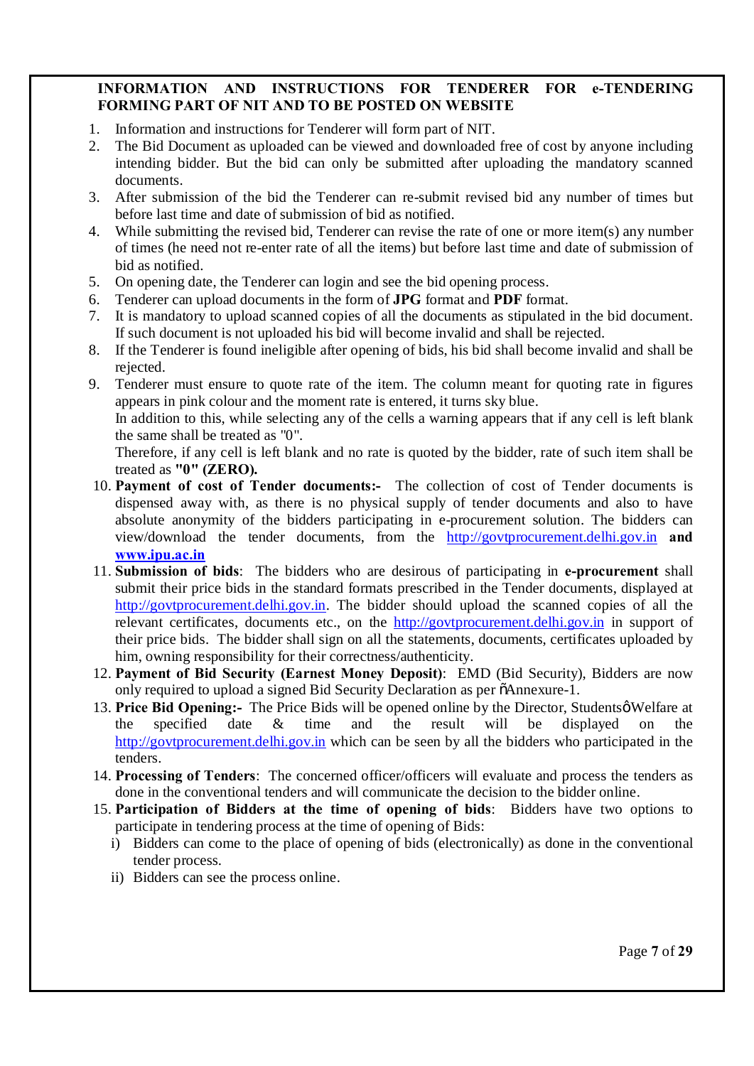**INFORMATION AND INSTRUCTIONS FOR TENDERER FOR e-TENDERING FORMING PART OF NIT AND TO BE POSTED ON WEBSITE**

1. Information and instructions for Tenderer will form part of NIT.
2. The Bid Document as uploaded can be viewed and downloaded free of cost by anyone including intending bidder. But the bid can only be submitted after uploading the mandatory scanned documents.
3. After submission of the bid the Tenderer can re-submit revised bid any number of times but before last time and date of submission of bid as notified.
4. While submitting the revised bid, Tenderer can revise the rate of one or more item(s) any number of times (he need not re-enter rate of all the items) but before last time and date of submission of bid as notified.
5. On opening date, the Tenderer can login and see the bid opening process.
6. Tenderer can upload documents in the form of **JPG** format and **PDF** format.
7. It is mandatory to upload scanned copies of all the documents as stipulated in the bid document. If such document is not uploaded his bid will become invalid and shall be rejected.
8. If the Tenderer is found ineligible after opening of bids, his bid shall become invalid and shall be rejected.
9. Tenderer must ensure to quote rate of the item. The column meant for quoting rate in figures appears in pink colour and the moment rate is entered, it turns sky blue.
   In addition to this, while selecting any of the cells a warning appears that if any cell is left blank the same shall be treated as "0".
   Therefore, if any cell is left blank and no rate is quoted by the bidder, rate of such item shall be treated as **"0" (ZERO).**
10. **Payment of cost of Tender documents:-** The collection of cost of Tender documents is dispensed away with, as there is no physical supply of tender documents and also to have absolute anonymity of the bidders participating in e-procurement solution. The bidders can view/download the tender documents, from the http://govtprocurement.delhi.gov.in **and www.ipu.ac.in**
11. **Submission of bids**: The bidders who are desirous of participating in **e-procurement** shall submit their price bids in the standard formats prescribed in the Tender documents, displayed at http://govtprocurement.delhi.gov.in. The bidder should upload the scanned copies of all the relevant certificates, documents etc., on the http://govtprocurement.delhi.gov.in in support of their price bids. The bidder shall sign on all the statements, documents, certificates uploaded by him, owning responsibility for their correctness/authenticity.
12. **Payment of Bid Security (Earnest Money Deposit)**: EMD (Bid Security), Bidders are now only required to upload a signed Bid Security Declaration as per "Annexure-1.
13. **Price Bid Opening:-** The Price Bids will be opened online by the Director, Students' Welfare at the specified date & time and the result will be displayed on the http://govtprocurement.delhi.gov.in which can be seen by all the bidders who participated in the tenders.
14. **Processing of Tenders**: The concerned officer/officers will evaluate and process the tenders as done in the conventional tenders and will communicate the decision to the bidder online.
15. **Participation of Bidders at the time of opening of bids**: Bidders have two options to participate in tendering process at the time of opening of Bids:
    i) Bidders can come to the place of opening of bids (electronically) as done in the conventional tender process.
    ii) Bidders can see the process online.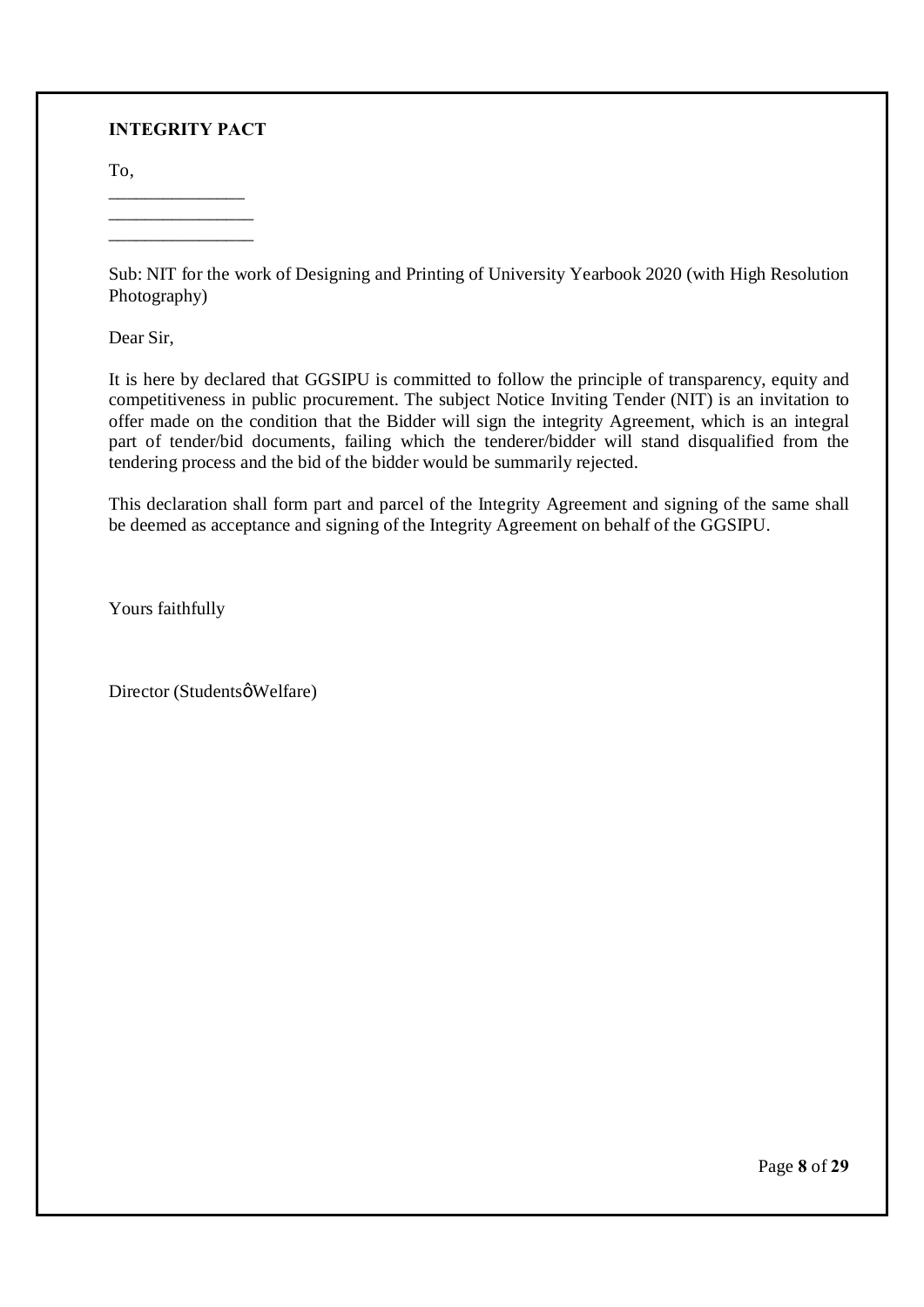**INTEGRITY PACT**

To,

\_\_\_\_\_\_\_\_\_\_\_\_\_\_\_
\_\_\_\_\_\_\_\_\_\_\_\_\_\_\_\_
\_\_\_\_\_\_\_\_\_\_\_\_\_\_\_\_

Sub: NIT for the work of Designing and Printing of University Yearbook 2020 (with High Resolution Photography)

Dear Sir,

It is here by declared that GGSIPU is committed to follow the principle of transparency, equity and competitiveness in public procurement. The subject Notice Inviting Tender (NIT) is an invitation to offer made on the condition that the Bidder will sign the integrity Agreement, which is an integral part of tender/bid documents, failing which the tenderer/bidder will stand disqualified from the tendering process and the bid of the bidder would be summarily rejected.

This declaration shall form part and parcel of the Integrity Agreement and signing of the same shall be deemed as acceptance and signing of the Integrity Agreement on behalf of the GGSIPU.

Yours faithfully

Director (Studentsô Welfare)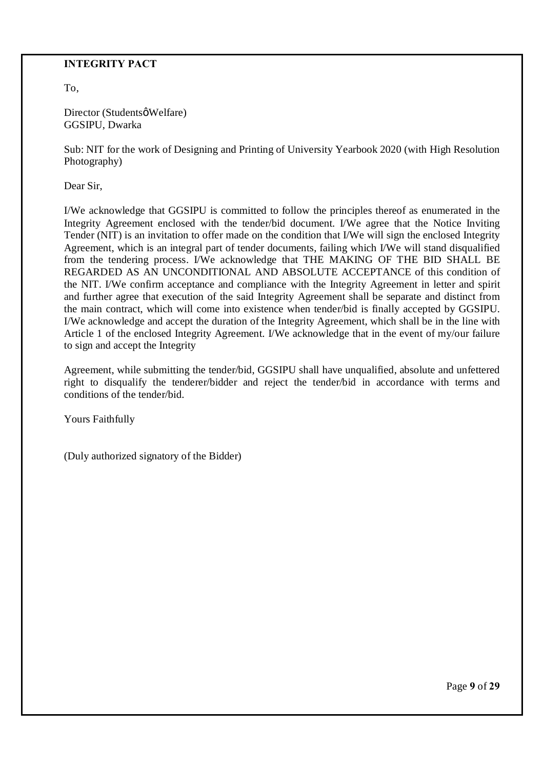**INTEGRITY PACT**

To,

Director (StudentsôWelfare)
GGSIPU, Dwarka

Sub: NIT for the work of Designing and Printing of University Yearbook 2020 (with High Resolution Photography)

Dear Sir,

I/We acknowledge that GGSIPU is committed to follow the principles thereof as enumerated in the Integrity Agreement enclosed with the tender/bid document. I/We agree that the Notice Inviting Tender (NIT) is an invitation to offer made on the condition that I/We will sign the enclosed Integrity Agreement, which is an integral part of tender documents, failing which I/We will stand disqualified from the tendering process. I/We acknowledge that THE MAKING OF THE BID SHALL BE REGARDED AS AN UNCONDITIONAL AND ABSOLUTE ACCEPTANCE of this condition of the NIT. I/We confirm acceptance and compliance with the Integrity Agreement in letter and spirit and further agree that execution of the said Integrity Agreement shall be separate and distinct from the main contract, which will come into existence when tender/bid is finally accepted by GGSIPU. I/We acknowledge and accept the duration of the Integrity Agreement, which shall be in the line with Article 1 of the enclosed Integrity Agreement. I/We acknowledge that in the event of my/our failure to sign and accept the Integrity

Agreement, while submitting the tender/bid, GGSIPU shall have unqualified, absolute and unfettered right to disqualify the tenderer/bidder and reject the tender/bid in accordance with terms and conditions of the tender/bid.

Yours Faithfully

(Duly authorized signatory of the Bidder)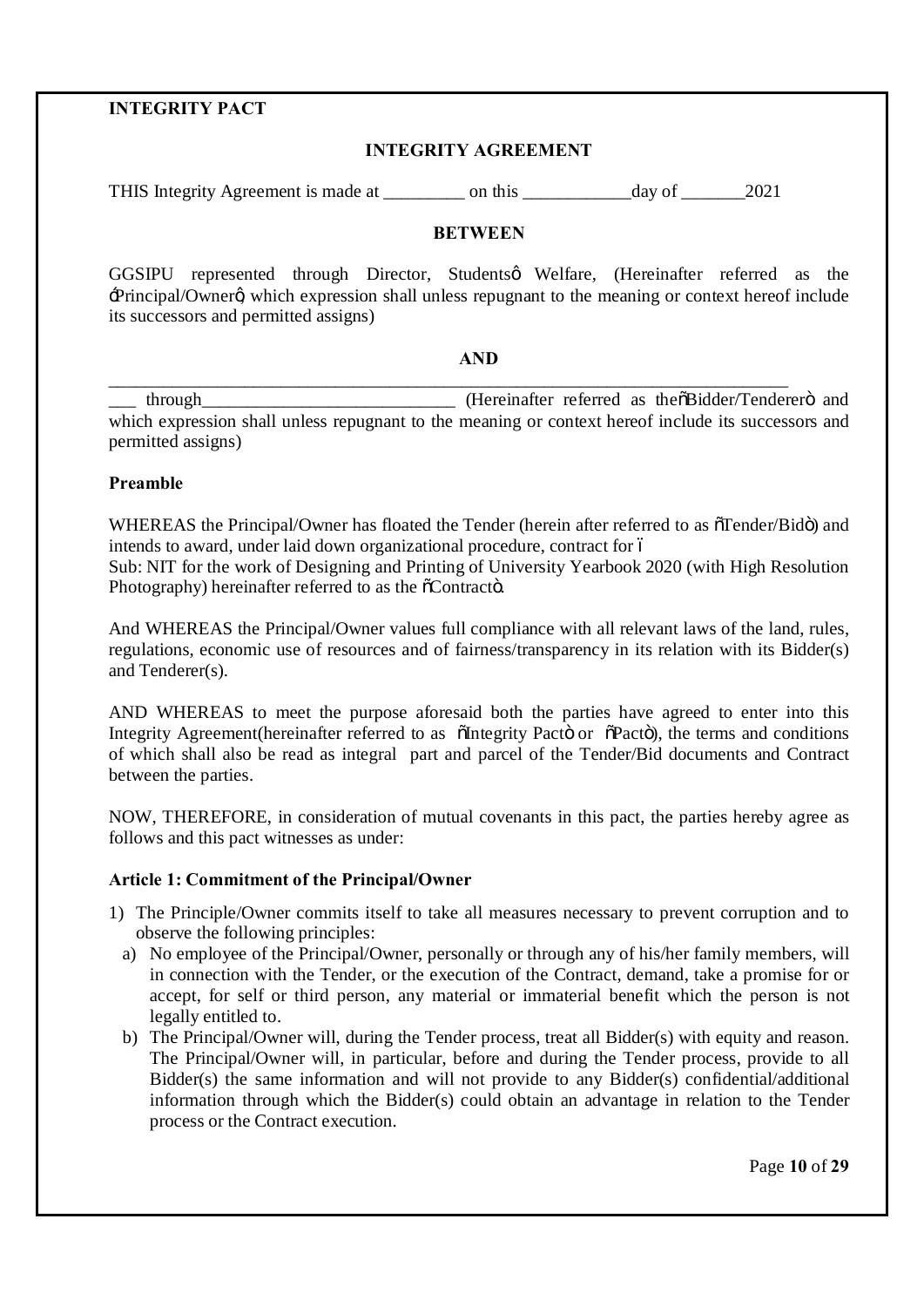**INTEGRITY PACT**

**INTEGRITY AGREEMENT**

THIS Integrity Agreement is made at _________ on this ____________day of _______2021

**BETWEEN**

GGSIPU represented through Director, Students' Welfare, (Hereinafter referred as the 'Principal/Owner', which expression shall unless repugnant to the meaning or context hereof include its successors and permitted assigns)

**AND**

_______________________________________________________________________________
___ through_____________________________ (Hereinafter referred as the"Bidder/Tenderer" and which expression shall unless repugnant to the meaning or context hereof include its successors and permitted assigns)

**Preamble**

WHEREAS the Principal/Owner has floated the Tender (herein after referred to as "Tender/Bid") and intends to award, under laid down organizational procedure, contract for –
Sub: NIT for the work of Designing and Printing of University Yearbook 2020 (with High Resolution Photography) hereinafter referred to as the "Contract".

And WHEREAS the Principal/Owner values full compliance with all relevant laws of the land, rules, regulations, economic use of resources and of fairness/transparency in its relation with its Bidder(s) and Tenderer(s).

AND WHEREAS to meet the purpose aforesaid both the parties have agreed to enter into this Integrity Agreement(hereinafter referred to as "Integrity Pact" or "Pact"), the terms and conditions of which shall also be read as integral part and parcel of the Tender/Bid documents and Contract between the parties.

NOW, THEREFORE, in consideration of mutual covenants in this pact, the parties hereby agree as follows and this pact witnesses as under:

**Article 1: Commitment of the Principal/Owner**

1) The Principle/Owner commits itself to take all measures necessary to prevent corruption and to observe the following principles:
   a) No employee of the Principal/Owner, personally or through any of his/her family members, will in connection with the Tender, or the execution of the Contract, demand, take a promise for or accept, for self or third person, any material or immaterial benefit which the person is not legally entitled to.
   b) The Principal/Owner will, during the Tender process, treat all Bidder(s) with equity and reason. The Principal/Owner will, in particular, before and during the Tender process, provide to all Bidder(s) the same information and will not provide to any Bidder(s) confidential/additional information through which the Bidder(s) could obtain an advantage in relation to the Tender process or the Contract execution.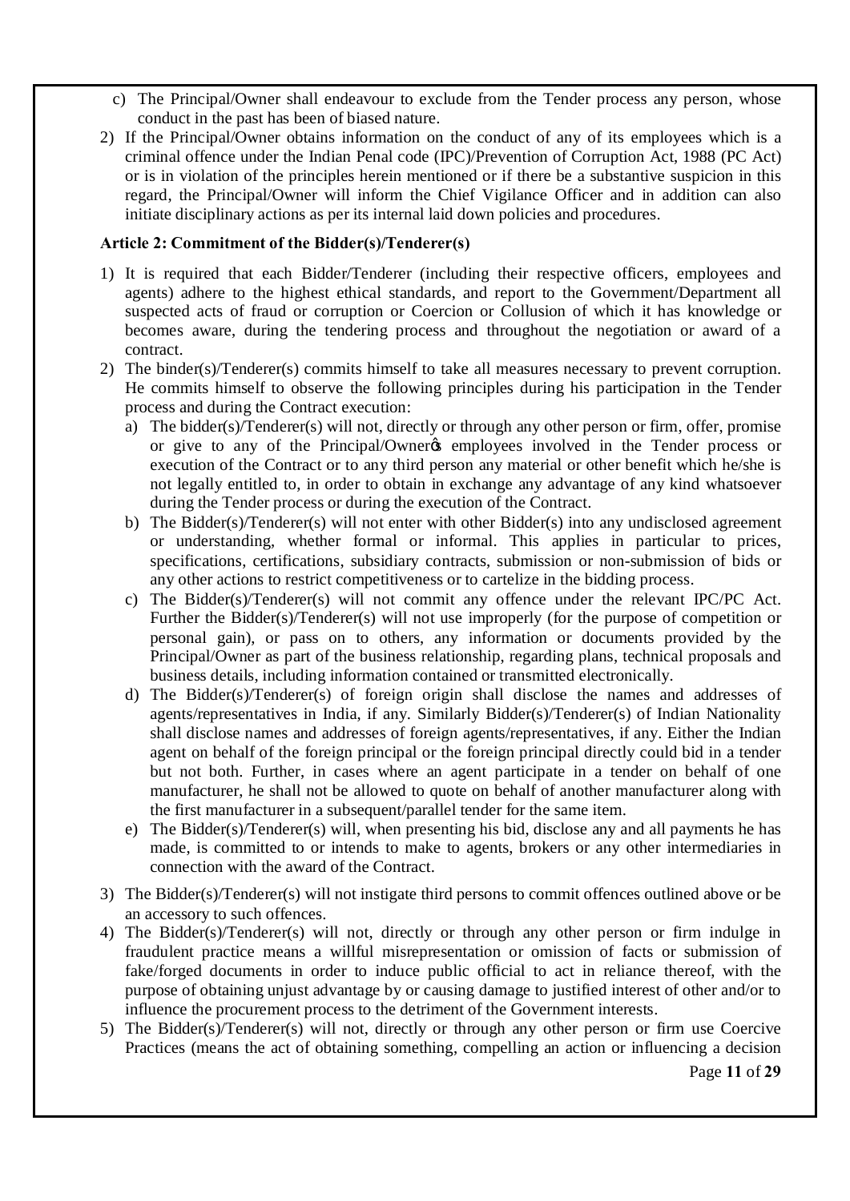c) The Principal/Owner shall endeavour to exclude from the Tender process any person, whose conduct in the past has been of biased nature.

2) If the Principal/Owner obtains information on the conduct of any of its employees which is a criminal offence under the Indian Penal code (IPC)/Prevention of Corruption Act, 1988 (PC Act) or is in violation of the principles herein mentioned or if there be a substantive suspicion in this regard, the Principal/Owner will inform the Chief Vigilance Officer and in addition can also initiate disciplinary actions as per its internal laid down policies and procedures.

**Article 2: Commitment of the Bidder(s)/Tenderer(s)**

1) It is required that each Bidder/Tenderer (including their respective officers, employees and agents) adhere to the highest ethical standards, and report to the Government/Department all suspected acts of fraud or corruption or Coercion or Collusion of which it has knowledge or becomes aware, during the tendering process and throughout the negotiation or award of a contract.
2) The binder(s)/Tenderer(s) commits himself to take all measures necessary to prevent corruption. He commits himself to observe the following principles during his participation in the Tender process and during the Contract execution:
   a) The bidder(s)/Tenderer(s) will not, directly or through any other person or firm, offer, promise or give to any of the Principal/Owner's employees involved in the Tender process or execution of the Contract or to any third person any material or other benefit which he/she is not legally entitled to, in order to obtain in exchange any advantage of any kind whatsoever during the Tender process or during the execution of the Contract.
   b) The Bidder(s)/Tenderer(s) will not enter with other Bidder(s) into any undisclosed agreement or understanding, whether formal or informal. This applies in particular to prices, specifications, certifications, subsidiary contracts, submission or non-submission of bids or any other actions to restrict competitiveness or to cartelize in the bidding process.
   c) The Bidder(s)/Tenderer(s) will not commit any offence under the relevant IPC/PC Act. Further the Bidder(s)/Tenderer(s) will not use improperly (for the purpose of competition or personal gain), or pass on to others, any information or documents provided by the Principal/Owner as part of the business relationship, regarding plans, technical proposals and business details, including information contained or transmitted electronically.
   d) The Bidder(s)/Tenderer(s) of foreign origin shall disclose the names and addresses of agents/representatives in India, if any. Similarly Bidder(s)/Tenderer(s) of Indian Nationality shall disclose names and addresses of foreign agents/representatives, if any. Either the Indian agent on behalf of the foreign principal or the foreign principal directly could bid in a tender but not both. Further, in cases where an agent participate in a tender on behalf of one manufacturer, he shall not be allowed to quote on behalf of another manufacturer along with the first manufacturer in a subsequent/parallel tender for the same item.
   e) The Bidder(s)/Tenderer(s) will, when presenting his bid, disclose any and all payments he has made, is committed to or intends to make to agents, brokers or any other intermediaries in connection with the award of the Contract.
3) The Bidder(s)/Tenderer(s) will not instigate third persons to commit offences outlined above or be an accessory to such offences.
4) The Bidder(s)/Tenderer(s) will not, directly or through any other person or firm indulge in fraudulent practice means a willful misrepresentation or omission of facts or submission of fake/forged documents in order to induce public official to act in reliance thereof, with the purpose of obtaining unjust advantage by or causing damage to justified interest of other and/or to influence the procurement process to the detriment of the Government interests.
5) The Bidder(s)/Tenderer(s) will not, directly or through any other person or firm use Coercive Practices (means the act of obtaining something, compelling an action or influencing a decision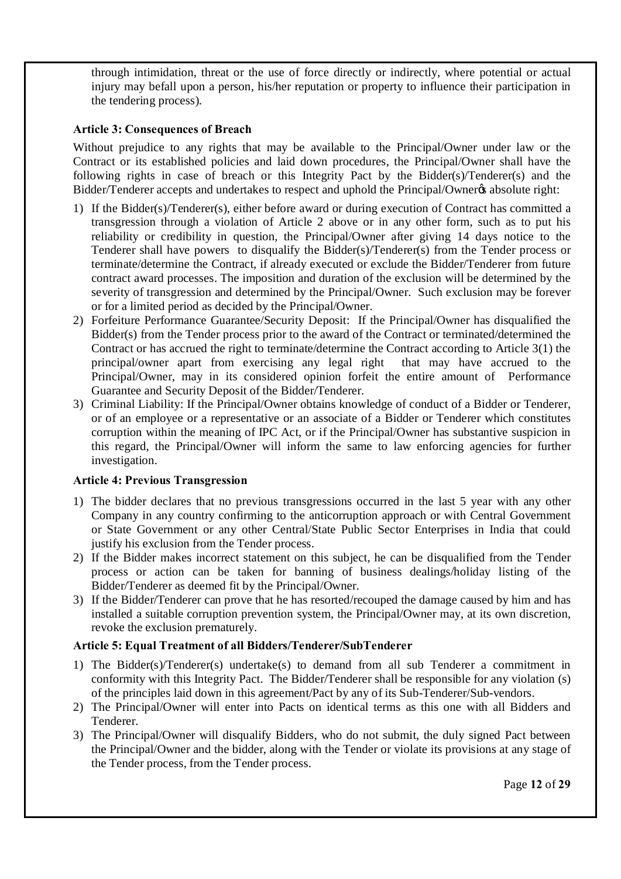through intimidation, threat or the use of force directly or indirectly, where potential or actual injury may befall upon a person, his/her reputation or property to influence their participation in the tendering process).

**Article 3: Consequences of Breach**

Without prejudice to any rights that may be available to the Principal/Owner under law or the Contract or its established policies and laid down procedures, the Principal/Owner shall have the following rights in case of breach or this Integrity Pact by the Bidder(s)/Tenderer(s) and the Bidder/Tenderer accepts and undertakes to respect and uphold the Principal/Owner҈s absolute right:

1) If the Bidder(s)/Tenderer(s), either before award or during execution of Contract has committed a transgression through a violation of Article 2 above or in any other form, such as to put his reliability or credibility in question, the Principal/Owner after giving 14 days notice to the Tenderer shall have powers to disqualify the Bidder(s)/Tenderer(s) from the Tender process or terminate/determine the Contract, if already executed or exclude the Bidder/Tenderer from future contract award processes. The imposition and duration of the exclusion will be determined by the severity of transgression and determined by the Principal/Owner. Such exclusion may be forever or for a limited period as decided by the Principal/Owner.
2) Forfeiture Performance Guarantee/Security Deposit: If the Principal/Owner has disqualified the Bidder(s) from the Tender process prior to the award of the Contract or terminated/determined the Contract or has accrued the right to terminate/determine the Contract according to Article 3(1) the principal/owner apart from exercising any legal right that may have accrued to the Principal/Owner, may in its considered opinion forfeit the entire amount of Performance Guarantee and Security Deposit of the Bidder/Tenderer.
3) Criminal Liability: If the Principal/Owner obtains knowledge of conduct of a Bidder or Tenderer, or of an employee or a representative or an associate of a Bidder or Tenderer which constitutes corruption within the meaning of IPC Act, or if the Principal/Owner has substantive suspicion in this regard, the Principal/Owner will inform the same to law enforcing agencies for further investigation.

**Article 4: Previous Transgression**

1) The bidder declares that no previous transgressions occurred in the last 5 year with any other Company in any country confirming to the anticorruption approach or with Central Government or State Government or any other Central/State Public Sector Enterprises in India that could justify his exclusion from the Tender process.
2) If the Bidder makes incorrect statement on this subject, he can be disqualified from the Tender process or action can be taken for banning of business dealings/holiday listing of the Bidder/Tenderer as deemed fit by the Principal/Owner.
3) If the Bidder/Tenderer can prove that he has resorted/recouped the damage caused by him and has installed a suitable corruption prevention system, the Principal/Owner may, at its own discretion, revoke the exclusion prematurely.

**Article 5: Equal Treatment of all Bidders/Tenderer/SubTenderer**

1) The Bidder(s)/Tenderer(s) undertake(s) to demand from all sub Tenderer a commitment in conformity with this Integrity Pact. The Bidder/Tenderer shall be responsible for any violation (s) of the principles laid down in this agreement/Pact by any of its Sub-Tenderer/Sub-vendors.
2) The Principal/Owner will enter into Pacts on identical terms as this one with all Bidders and Tenderer.
3) The Principal/Owner will disqualify Bidders, who do not submit, the duly signed Pact between the Principal/Owner and the bidder, along with the Tender or violate its provisions at any stage of the Tender process, from the Tender process.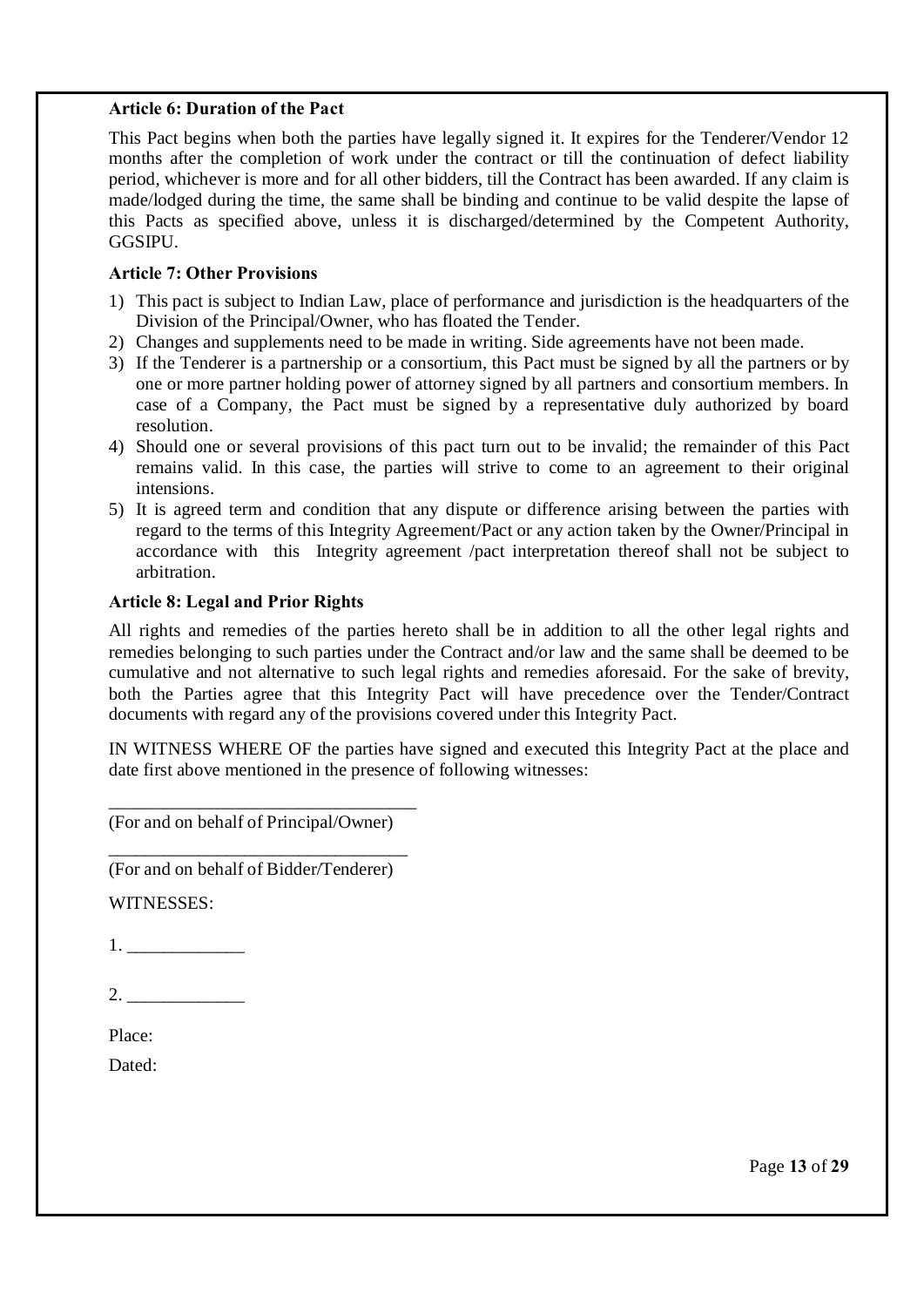**Article 6: Duration of the Pact**

This Pact begins when both the parties have legally signed it. It expires for the Tenderer/Vendor 12 months after the completion of work under the contract or till the continuation of defect liability period, whichever is more and for all other bidders, till the Contract has been awarded. If any claim is made/lodged during the time, the same shall be binding and continue to be valid despite the lapse of this Pacts as specified above, unless it is discharged/determined by the Competent Authority, GGSIPU.

**Article 7: Other Provisions**

1) This pact is subject to Indian Law, place of performance and jurisdiction is the headquarters of the Division of the Principal/Owner, who has floated the Tender.
2) Changes and supplements need to be made in writing. Side agreements have not been made.
3) If the Tenderer is a partnership or a consortium, this Pact must be signed by all the partners or by one or more partner holding power of attorney signed by all partners and consortium members. In case of a Company, the Pact must be signed by a representative duly authorized by board resolution.
4) Should one or several provisions of this pact turn out to be invalid; the remainder of this Pact remains valid. In this case, the parties will strive to come to an agreement to their original intensions.
5) It is agreed term and condition that any dispute or difference arising between the parties with regard to the terms of this Integrity Agreement/Pact or any action taken by the Owner/Principal in accordance with this Integrity agreement /pact interpretation thereof shall not be subject to arbitration.

**Article 8: Legal and Prior Rights**

All rights and remedies of the parties hereto shall be in addition to all the other legal rights and remedies belonging to such parties under the Contract and/or law and the same shall be deemed to be cumulative and not alternative to such legal rights and remedies aforesaid. For the sake of brevity, both the Parties agree that this Integrity Pact will have precedence over the Tender/Contract documents with regard any of the provisions covered under this Integrity Pact.

IN WITNESS WHERE OF the parties have signed and executed this Integrity Pact at the place and date first above mentioned in the presence of following witnesses:

___________________________________
(For and on behalf of Principal/Owner)

___________________________________
(For and on behalf of Bidder/Tenderer)

WITNESSES:

1. _____________

2. _____________

Place:

Dated: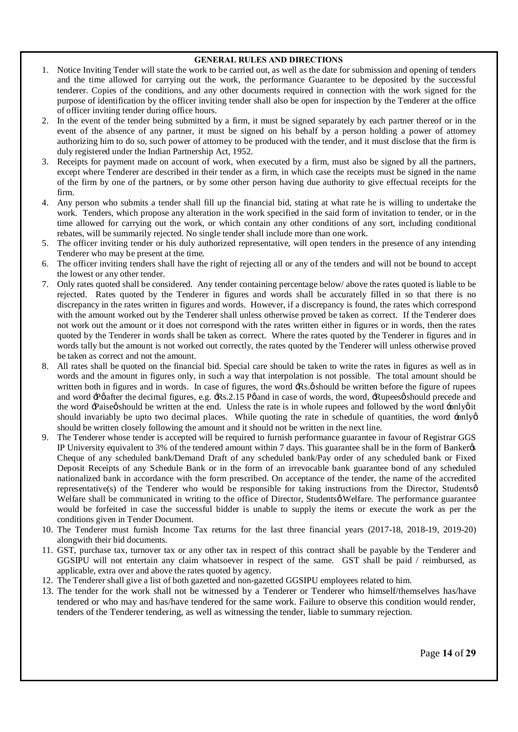**GENERAL RULES AND DIRECTIONS**

1. Notice Inviting Tender will state the work to be carried out, as well as the date for submission and opening of tenders and the time allowed for carrying out the work, the performance Guarantee to be deposited by the successful tenderer. Copies of the conditions, and any other documents required in connection with the work signed for the purpose of identification by the officer inviting tender shall also be open for inspection by the Tenderer at the office of officer inviting tender during office hours.
2. In the event of the tender being submitted by a firm, it must be signed separately by each partner thereof or in the event of the absence of any partner, it must be signed on his behalf by a person holding a power of attorney authorizing him to do so, such power of attorney to be produced with the tender, and it must disclose that the firm is duly registered under the Indian Partnership Act, 1952.
3. Receipts for payment made on account of work, when executed by a firm, must also be signed by all the partners, except where Tenderer are described in their tender as a firm, in which case the receipts must be signed in the name of the firm by one of the partners, or by some other person having due authority to give effectual receipts for the firm.
4. Any person who submits a tender shall fill up the financial bid, stating at what rate he is willing to undertake the work. Tenders, which propose any alteration in the work specified in the said form of invitation to tender, or in the time allowed for carrying out the work, or which contain any other conditions of any sort, including conditional rebates, will be summarily rejected. No single tender shall include more than one work.
5. The officer inviting tender or his duly authorized representative, will open tenders in the presence of any intending Tenderer who may be present at the time.
6. The officer inviting tenders shall have the right of rejecting all or any of the tenders and will not be bound to accept the lowest or any other tender.
7. Only rates quoted shall be considered. Any tender containing percentage below/ above the rates quoted is liable to be rejected. Rates quoted by the Tenderer in figures and words shall be accurately filled in so that there is no discrepancy in the rates written in figures and words. However, if a discrepancy is found, the rates which correspond with the amount worked out by the Tenderer shall unless otherwise proved be taken as correct. If the Tenderer does not work out the amount or it does not correspond with the rates written either in figures or in words, then the rates quoted by the Tenderer in words shall be taken as correct. Where the rates quoted by the Tenderer in figures and in words tally but the amount is not worked out correctly, the rates quoted by the Tenderer will unless otherwise proved be taken as correct and not the amount.
8. All rates shall be quoted on the financial bid. Special care should be taken to write the rates in figures as well as in words and the amount in figures only, in such a way that interpolation is not possible. The total amount should be written both in figures and in words. In case of figures, the word 'Rs.' should be written before the figure of rupees and word 'P' after the decimal figures, e.g. 'Rs.2.15 P' and in case of words, the word, 'Rupees' should precede and the word 'Paise' should be written at the end. Unless the rate is in whole rupees and followed by the word 'only' it should invariably be upto two decimal places. While quoting the rate in schedule of quantities, the word 'only' should be written closely following the amount and it should not be written in the next line.
9. The Tenderer whose tender is accepted will be required to furnish performance guarantee in favour of Registrar GGS IP University equivalent to 3% of the tendered amount within 7 days. This guarantee shall be in the form of Banker's Cheque of any scheduled bank/Demand Draft of any scheduled bank/Pay order of any scheduled bank or Fixed Deposit Receipts of any Schedule Bank or in the form of an irrevocable bank guarantee bond of any scheduled nationalized bank in accordance with the form prescribed. On acceptance of the tender, the name of the accredited representative(s) of the Tenderer who would be responsible for taking instructions from the Director, Students' Welfare shall be communicated in writing to the office of Director, Students' Welfare. The performance guarantee would be forfeited in case the successful bidder is unable to supply the items or execute the work as per the conditions given in Tender Document.
10. The Tenderer must furnish Income Tax returns for the last three financial years (2017-18, 2018-19, 2019-20) alongwith their bid documents.
11. GST, purchase tax, turnover tax or any other tax in respect of this contract shall be payable by the Tenderer and GGSIPU will not entertain any claim whatsoever in respect of the same. GST shall be paid / reimbursed, as applicable, extra over and above the rates quoted by agency.
12. The Tenderer shall give a list of both gazetted and non-gazetted GGSIPU employees related to him.
13. The tender for the work shall not be witnessed by a Tenderer or Tenderer who himself/themselves has/have tendered or who may and has/have tendered for the same work. Failure to observe this condition would render, tenders of the Tenderer tendering, as well as witnessing the tender, liable to summary rejection.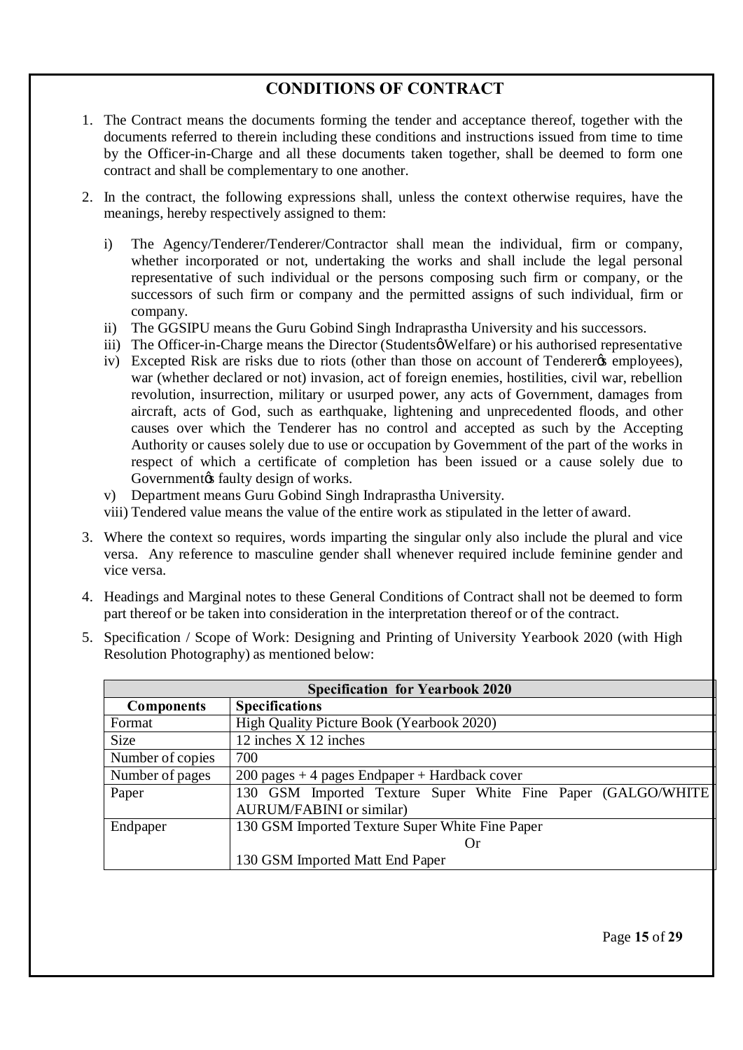## CONDITIONS OF CONTRACT

1. The Contract means the documents forming the tender and acceptance thereof, together with the documents referred to therein including these conditions and instructions issued from time to time by the Officer-in-Charge and all these documents taken together, shall be deemed to form one contract and shall be complementary to one another.

2. In the contract, the following expressions shall, unless the context otherwise requires, have the meanings, hereby respectively assigned to them:

   i) The Agency/Tenderer/Tenderer/Contractor shall mean the individual, firm or company, whether incorporated or not, undertaking the works and shall include the legal personal representative of such individual or the persons composing such firm or company, or the successors of such firm or company and the permitted assigns of such individual, firm or company.
   
   ii) The GGSIPU means the Guru Gobind Singh Indraprastha University and his successors.
   
   iii) The Officer-in-Charge means the Director (Students' Welfare) or his authorised representative
   
   iv) Excepted Risk are risks due to riots (other than those on account of Tenderer's employees), war (whether declared or not) invasion, act of foreign enemies, hostilities, civil war, rebellion revolution, insurrection, military or usurped power, any acts of Government, damages from aircraft, acts of God, such as earthquake, lightening and unprecedented floods, and other causes over which the Tenderer has no control and accepted as such by the Accepting Authority or causes solely due to use or occupation by Government of the part of the works in respect of which a certificate of completion has been issued or a cause solely due to Government's faulty design of works.
   
   v) Department means Guru Gobind Singh Indraprastha University.
   
   viii) Tendered value means the value of the entire work as stipulated in the letter of award.

3. Where the context so requires, words imparting the singular only also include the plural and vice versa. Any reference to masculine gender shall whenever required include feminine gender and vice versa.

4. Headings and Marginal notes to these General Conditions of Contract shall not be deemed to form part thereof or be taken into consideration in the interpretation thereof or of the contract.

5. Specification / Scope of Work: Designing and Printing of University Yearbook 2020 (with High Resolution Photography) as mentioned below:

| **Specification for Yearbook 2020** | |
|---|---|
| **Components** | **Specifications** |
| Format | High Quality Picture Book (Yearbook 2020) |
| Size | 12 inches X 12 inches |
| Number of copies | 700 |
| Number of pages | 200 pages + 4 pages Endpaper + Hardback cover |
| Paper | 130 GSM Imported Texture Super White Fine Paper (GALGO/WHITE AURUM/FABINI or similar) |
| Endpaper | 130 GSM Imported Texture Super White Fine Paper<br>Or<br>130 GSM Imported Matt End Paper |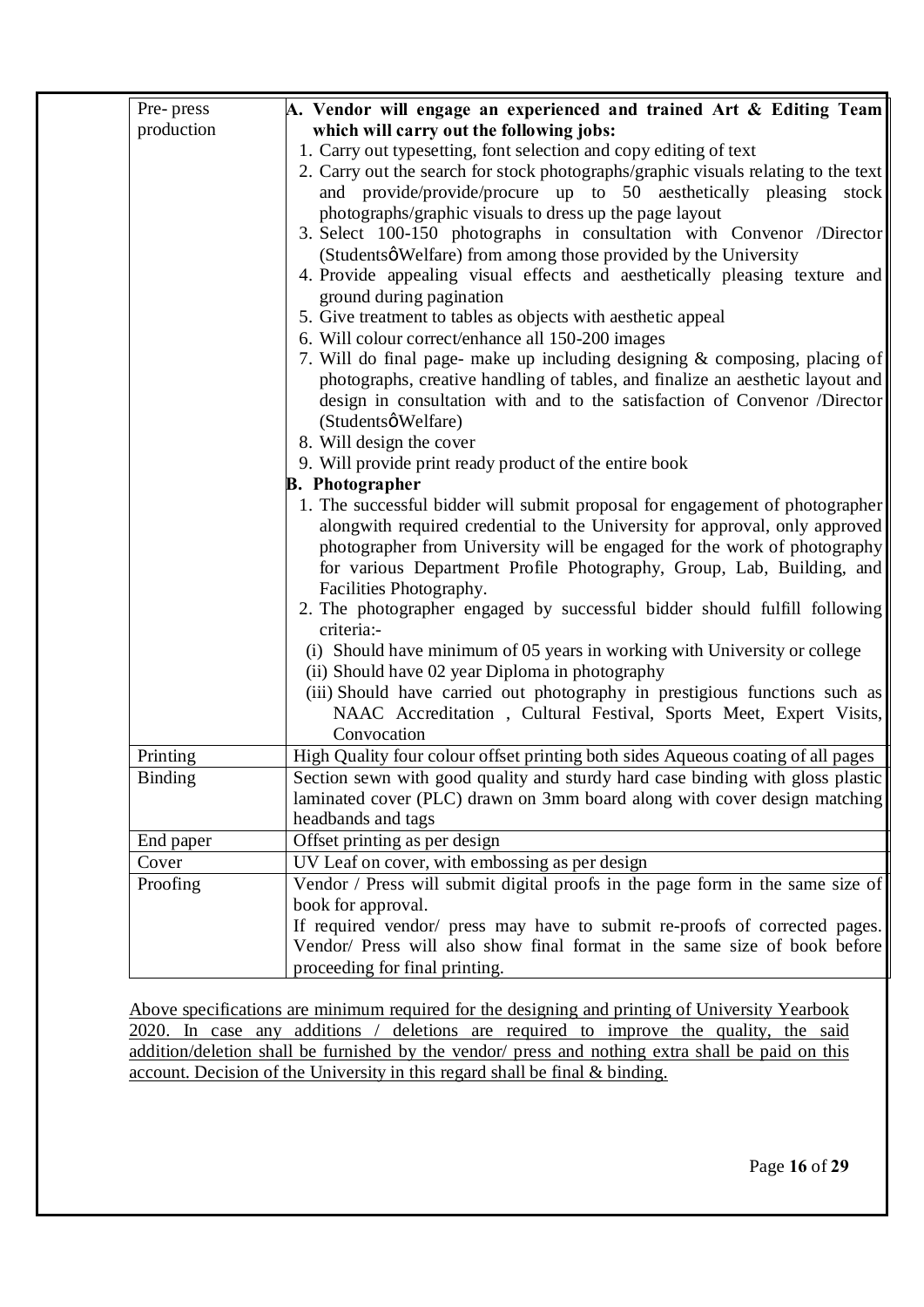| | |
|---|---|
| Pre- press production | **A. Vendor will engage an experienced and trained Art & Editing Team which will carry out the following jobs:**<br>1. Carry out typesetting, font selection and copy editing of text<br>2. Carry out the search for stock photographs/graphic visuals relating to the text and provide/provide/procure up to 50 aesthetically pleasing stock photographs/graphic visuals to dress up the page layout<br>3. Select 100-150 photographs in consultation with Convenor /Director (Studentsǿ Welfare) from among those provided by the University<br>4. Provide appealing visual effects and aesthetically pleasing texture and ground during pagination<br>5. Give treatment to tables as objects with aesthetic appeal<br>6. Will colour correct/enhance all 150-200 images<br>7. Will do final page- make up including designing & composing, placing of photographs, creative handling of tables, and finalize an aesthetic layout and design in consultation with and to the satisfaction of Convenor /Director (Studentsǿ Welfare)<br>8. Will design the cover<br>9. Will provide print ready product of the entire book<br>**B. Photographer**<br>1. The successful bidder will submit proposal for engagement of photographer alongwith required credential to the University for approval, only approved photographer from University will be engaged for the work of photography for various Department Profile Photography, Group, Lab, Building, and Facilities Photography.<br>2. The photographer engaged by successful bidder should fulfill following criteria:-<br>(i) Should have minimum of 05 years in working with University or college<br>(ii) Should have 02 year Diploma in photography<br>(iii) Should have carried out photography in prestigious functions such as NAAC Accreditation , Cultural Festival, Sports Meet, Expert Visits, Convocation |
| Printing | High Quality four colour offset printing both sides Aqueous coating of all pages |
| Binding | Section sewn with good quality and sturdy hard case binding with gloss plastic laminated cover (PLC) drawn on 3mm board along with cover design matching headbands and tags |
| End paper | Offset printing as per design |
| Cover | UV Leaf on cover, with embossing as per design |
| Proofing | Vendor / Press will submit digital proofs in the page form in the same size of book for approval.<br>If required vendor/ press may have to submit re-proofs of corrected pages. Vendor/ Press will also show final format in the same size of book before proceeding for final printing. |

Above specifications are minimum required for the designing and printing of University Yearbook 2020. In case any additions / deletions are required to improve the quality, the said addition/deletion shall be furnished by the vendor/ press and nothing extra shall be paid on this account. Decision of the University in this regard shall be final & binding.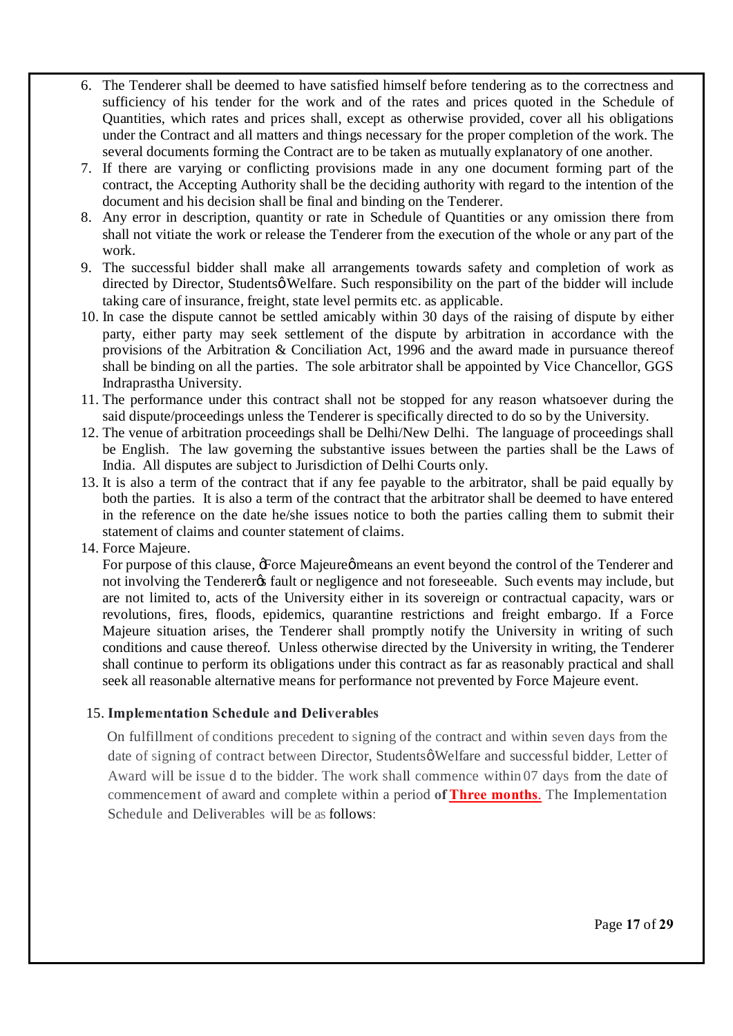6. The Tenderer shall be deemed to have satisfied himself before tendering as to the correctness and sufficiency of his tender for the work and of the rates and prices quoted in the Schedule of Quantities, which rates and prices shall, except as otherwise provided, cover all his obligations under the Contract and all matters and things necessary for the proper completion of the work. The several documents forming the Contract are to be taken as mutually explanatory of one another.
7. If there are varying or conflicting provisions made in any one document forming part of the contract, the Accepting Authority shall be the deciding authority with regard to the intention of the document and his decision shall be final and binding on the Tenderer.
8. Any error in description, quantity or rate in Schedule of Quantities or any omission there from shall not vitiate the work or release the Tenderer from the execution of the whole or any part of the work.
9. The successful bidder shall make all arrangements towards safety and completion of work as directed by Director, Studentsø Welfare. Such responsibility on the part of the bidder will include taking care of insurance, freight, state level permits etc. as applicable.
10. In case the dispute cannot be settled amicably within 30 days of the raising of dispute by either party, either party may seek settlement of the dispute by arbitration in accordance with the provisions of the Arbitration & Conciliation Act, 1996 and the award made in pursuance thereof shall be binding on all the parties. The sole arbitrator shall be appointed by Vice Chancellor, GGS Indraprastha University.
11. The performance under this contract shall not be stopped for any reason whatsoever during the said dispute/proceedings unless the Tenderer is specifically directed to do so by the University.
12. The venue of arbitration proceedings shall be Delhi/New Delhi. The language of proceedings shall be English. The law governing the substantive issues between the parties shall be the Laws of India. All disputes are subject to Jurisdiction of Delhi Courts only.
13. It is also a term of the contract that if any fee payable to the arbitrator, shall be paid equally by both the parties. It is also a term of the contract that the arbitrator shall be deemed to have entered in the reference on the date he/she issues notice to both the parties calling them to submit their statement of claims and counter statement of claims.
14. Force Majeure.

    For purpose of this clause, õForce Majeureö means an event beyond the control of the Tenderer and not involving the Tendererøs fault or negligence and not foreseeable. Such events may include, but are not limited to, acts of the University either in its sovereign or contractual capacity, wars or revolutions, fires, floods, epidemics, quarantine restrictions and freight embargo. If a Force Majeure situation arises, the Tenderer shall promptly notify the University in writing of such conditions and cause thereof. Unless otherwise directed by the University in writing, the Tenderer shall continue to perform its obligations under this contract as far as reasonably practical and shall seek all reasonable alternative means for performance not prevented by Force Majeure event.

15. **Implementation Schedule and Deliverables**

    On fulfillment of conditions precedent to signing of the contract and within seven days from the date of signing of contract between Director, Studentsø Welfare and successful bidder, Letter of Award will be issue d to the bidder. The work shall commence within 07 days from the date of commencement of award and complete within a period **of Three months**. The Implementation Schedule and Deliverables will be as follows: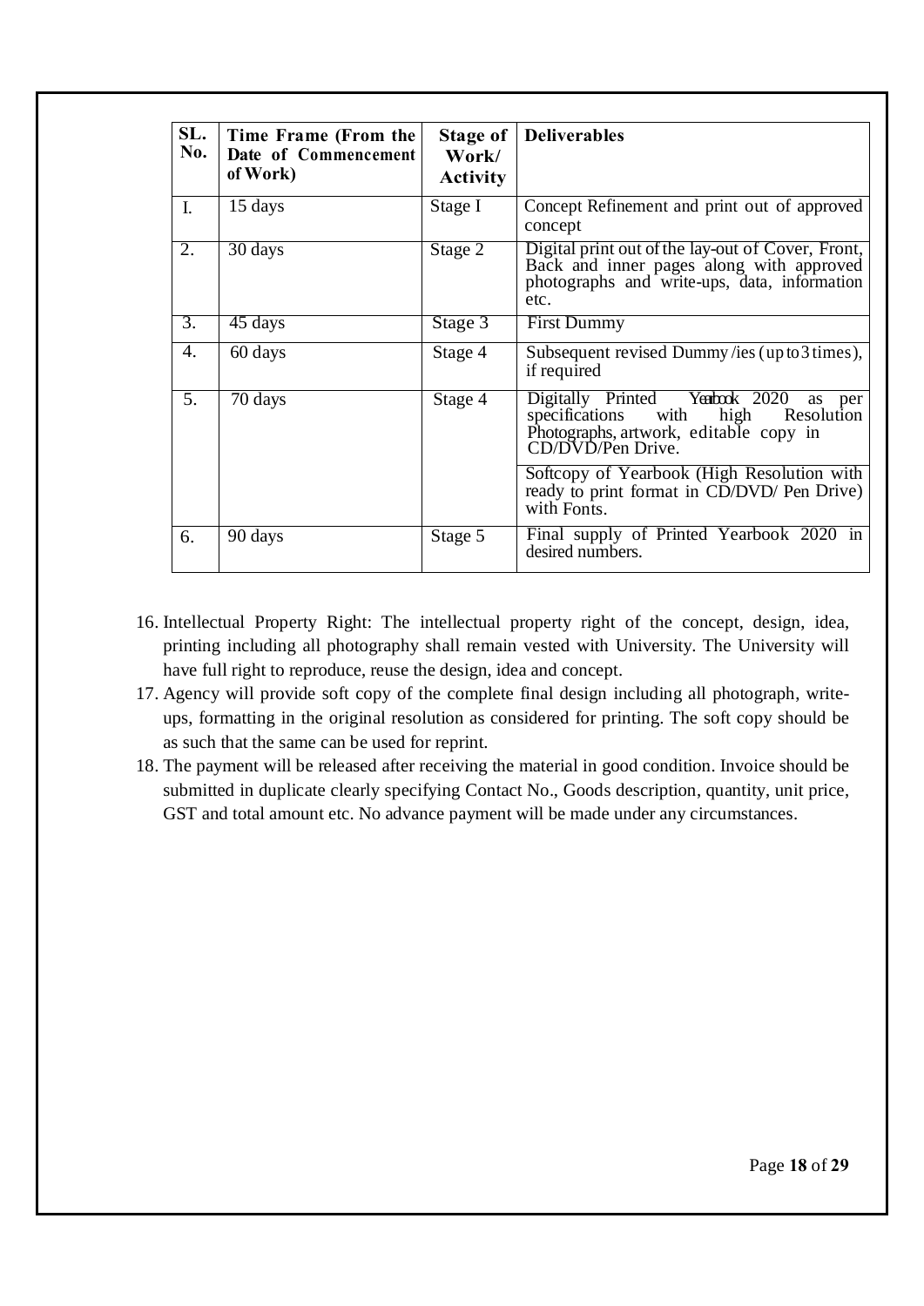| SL. No. | Time Frame (From the Date of Commencement of Work) | Stage of Work/ Activity | Deliverables |
|---|---|---|---|
| I. | 15 days | Stage I | Concept Refinement and print out of approved concept |
| 2. | 30 days | Stage 2 | Digital print out of the lay-out of Cover, Front, Back and inner pages along with approved photographs and write-ups, data, information etc. |
| 3. | 45 days | Stage 3 | First Dummy |
| 4. | 60 days | Stage 4 | Subsequent revised Dummy /ies (up to 3 times), if required |
| 5. | 70 days | Stage 4 | Digitally Printed Yearbook 2020 as per specifications with high Resolution Photographs, artwork, editable copy in CD/DVD/Pen Drive.<br><br>Softcopy of Yearbook (High Resolution with ready to print format in CD/DVD/ Pen Drive) with Fonts. |
| 6. | 90 days | Stage 5 | Final supply of Printed Yearbook 2020 in desired numbers. |

16. Intellectual Property Right: The intellectual property right of the concept, design, idea, printing including all photography shall remain vested with University. The University will have full right to reproduce, reuse the design, idea and concept.
17. Agency will provide soft copy of the complete final design including all photograph, write-ups, formatting in the original resolution as considered for printing. The soft copy should be as such that the same can be used for reprint.
18. The payment will be released after receiving the material in good condition. Invoice should be submitted in duplicate clearly specifying Contact No., Goods description, quantity, unit price, GST and total amount etc. No advance payment will be made under any circumstances.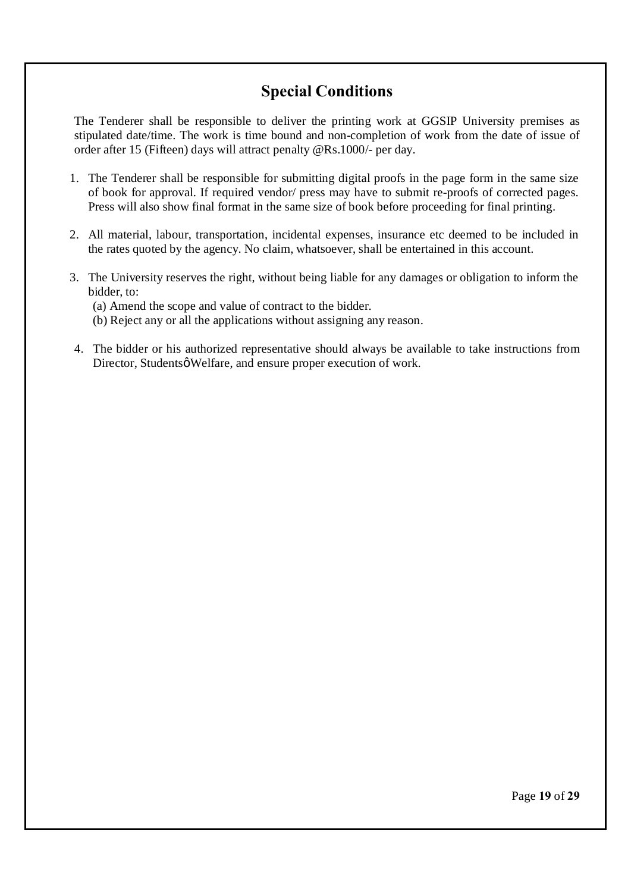## Special Conditions

The Tenderer shall be responsible to deliver the printing work at GGSIP University premises as stipulated date/time. The work is time bound and non-completion of work from the date of issue of order after 15 (Fifteen) days will attract penalty @Rs.1000/- per day.

1. The Tenderer shall be responsible for submitting digital proofs in the page form in the same size of book for approval. If required vendor/ press may have to submit re-proofs of corrected pages. Press will also show final format in the same size of book before proceeding for final printing.

2. All material, labour, transportation, incidental expenses, insurance etc deemed to be included in the rates quoted by the agency. No claim, whatsoever, shall be entertained in this account.

3. The University reserves the right, without being liable for any damages or obligation to inform the bidder, to:
   (a) Amend the scope and value of contract to the bidder.
   (b) Reject any or all the applications without assigning any reason.

4. The bidder or his authorized representative should always be available to take instructions from Director, Studentsô Welfare, and ensure proper execution of work.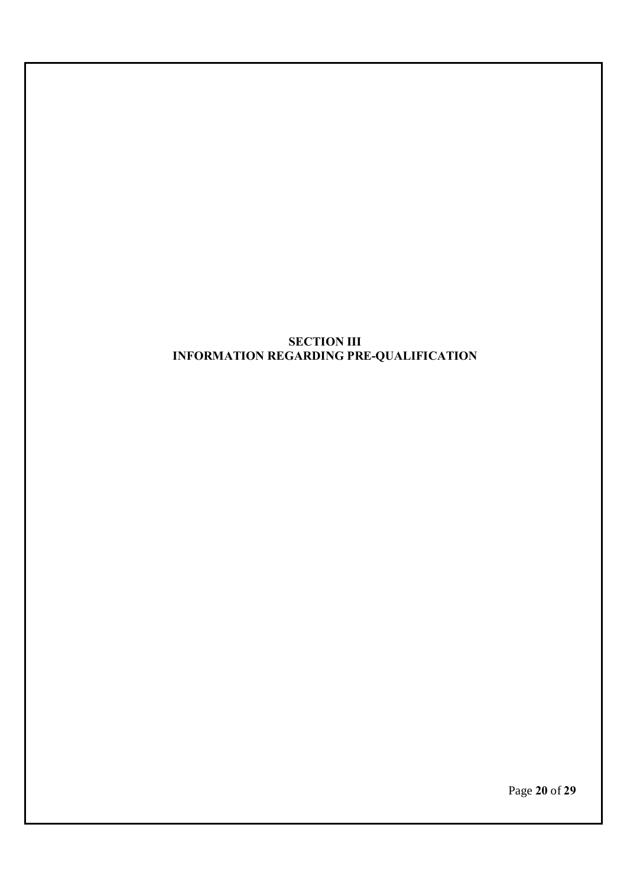# SECTION III
# INFORMATION REGARDING PRE-QUALIFICATION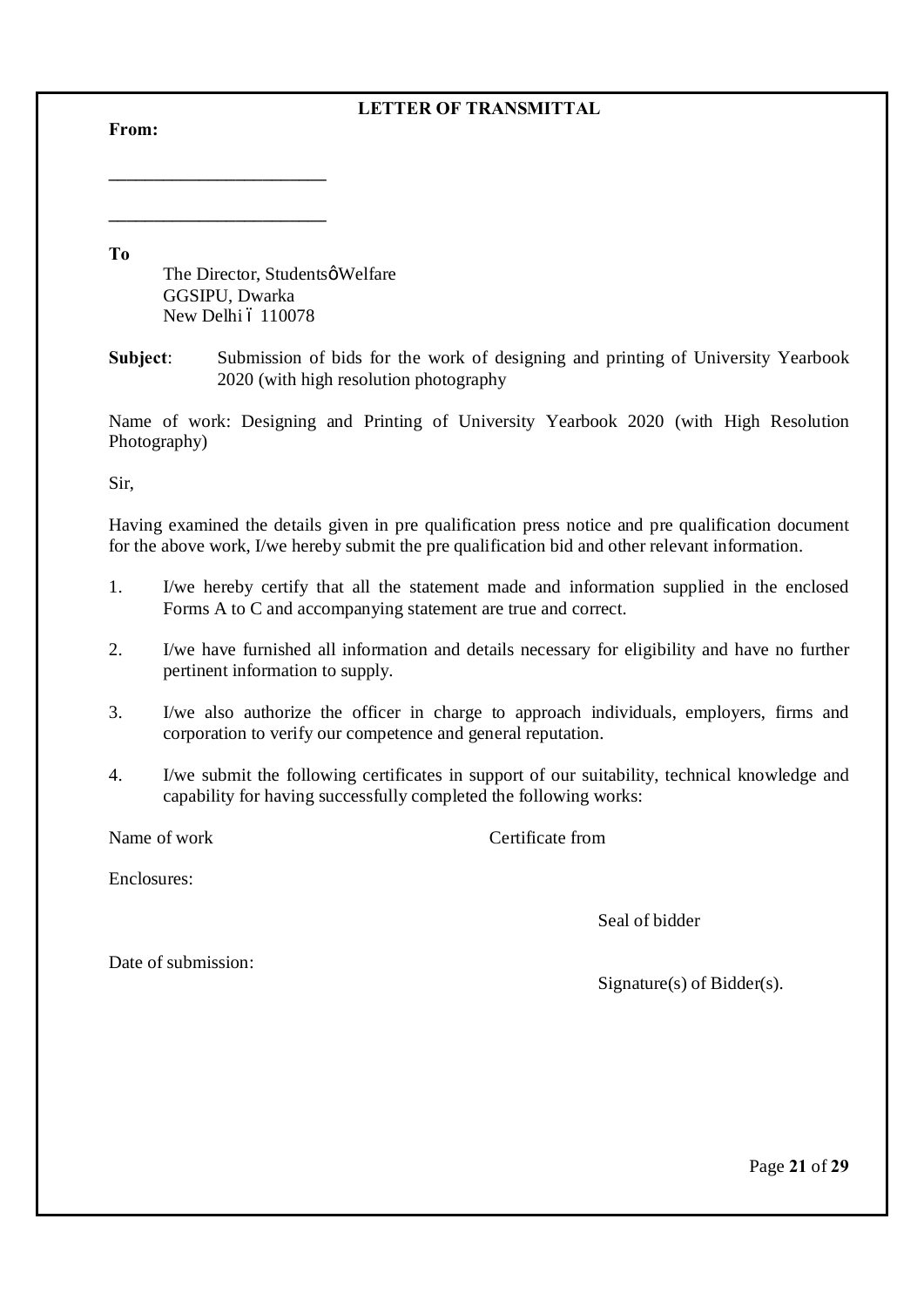## LETTER OF TRANSMITTAL

**From:**

________________________

________________________

**To**

The Director, Studentsô Welfare
GGSIPU, Dwarka
New Delhi ó 110078

**Subject**: Submission of bids for the work of designing and printing of University Yearbook 2020 (with high resolution photography

Name of work: Designing and Printing of University Yearbook 2020 (with High Resolution Photography)

Sir,

Having examined the details given in pre qualification press notice and pre qualification document for the above work, I/we hereby submit the pre qualification bid and other relevant information.

1. I/we hereby certify that all the statement made and information supplied in the enclosed Forms A to C and accompanying statement are true and correct.

2. I/we have furnished all information and details necessary for eligibility and have no further pertinent information to supply.

3. I/we also authorize the officer in charge to approach individuals, employers, firms and corporation to verify our competence and general reputation.

4. I/we submit the following certificates in support of our suitability, technical knowledge and capability for having successfully completed the following works:

Name of work                                        Certificate from

Enclosures:

Seal of bidder

Date of submission:

Signature(s) of Bidder(s).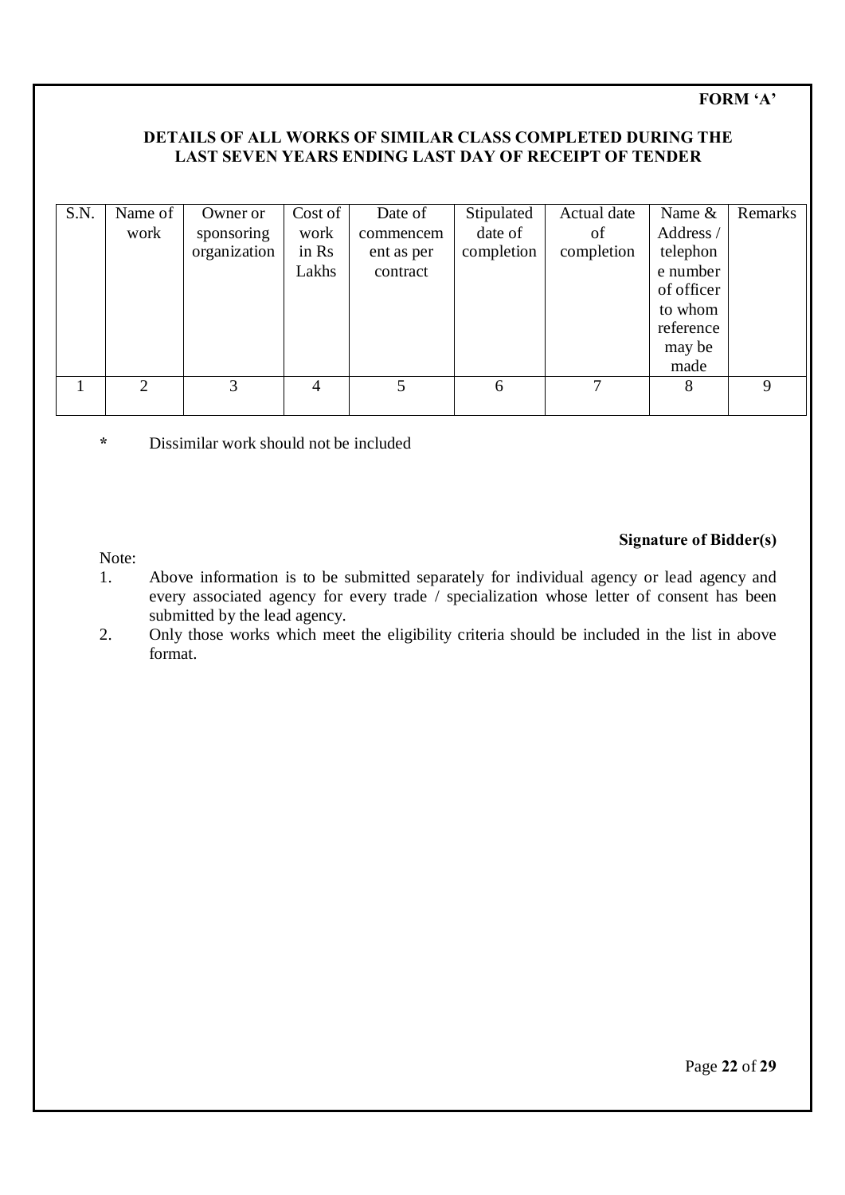**FORM 'A'**

**DETAILS OF ALL WORKS OF SIMILAR CLASS COMPLETED DURING THE LAST SEVEN YEARS ENDING LAST DAY OF RECEIPT OF TENDER**

| S.N. | Name of work | Owner or sponsoring organization | Cost of work in Rs Lakhs | Date of commencement as per contract | Stipulated date of completion | Actual date of completion | Name & Address / telephone number of officer to whom reference may be made | Remarks |
|---|---|---|---|---|---|---|---|---|
| 1 | 2 | 3 | 4 | 5 | 6 | 7 | 8 | 9 |

\* Dissimilar work should not be included

**Signature of Bidder(s)**

Note:

1. Above information is to be submitted separately for individual agency or lead agency and every associated agency for every trade / specialization whose letter of consent has been submitted by the lead agency.
2. Only those works which meet the eligibility criteria should be included in the list in above format.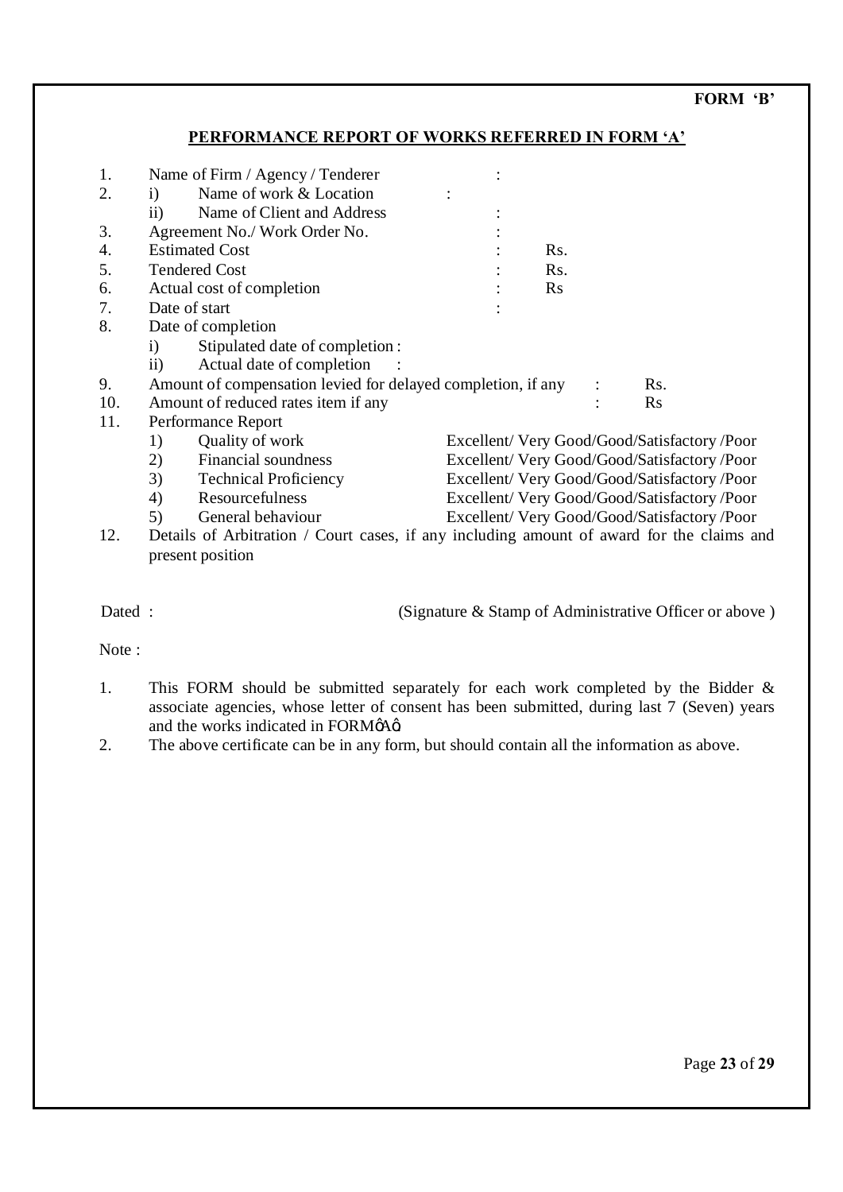**FORM 'B'**

## PERFORMANCE REPORT OF WORKS REFERRED IN FORM 'A'

1. Name of Firm / Agency / Tenderer :
2. i) Name of work & Location :
   ii) Name of Client and Address :
3. Agreement No./ Work Order No. :
4. Estimated Cost : Rs.
5. Tendered Cost : Rs.
6. Actual cost of completion : Rs
7. Date of start :
8. Date of completion
   i) Stipulated date of completion :
   ii) Actual date of completion :
9. Amount of compensation levied for delayed completion, if any : Rs.
10. Amount of reduced rates item if any : Rs
11. Performance Report
    1) Quality of work — Excellent/ Very Good/Good/Satisfactory /Poor
    2) Financial soundness — Excellent/ Very Good/Good/Satisfactory /Poor
    3) Technical Proficiency — Excellent/ Very Good/Good/Satisfactory /Poor
    4) Resourcefulness — Excellent/ Very Good/Good/Satisfactory /Poor
    5) General behaviour — Excellent/ Very Good/Good/Satisfactory /Poor
12. Details of Arbitration / Court cases, if any including amount of award for the claims and present position

Dated : (Signature & Stamp of Administrative Officer or above )

Note :

1. This FORM should be submitted separately for each work completed by the Bidder & associate agencies, whose letter of consent has been submitted, during last 7 (Seven) years and the works indicated in FORM "A".
2. The above certificate can be in any form, but should contain all the information as above.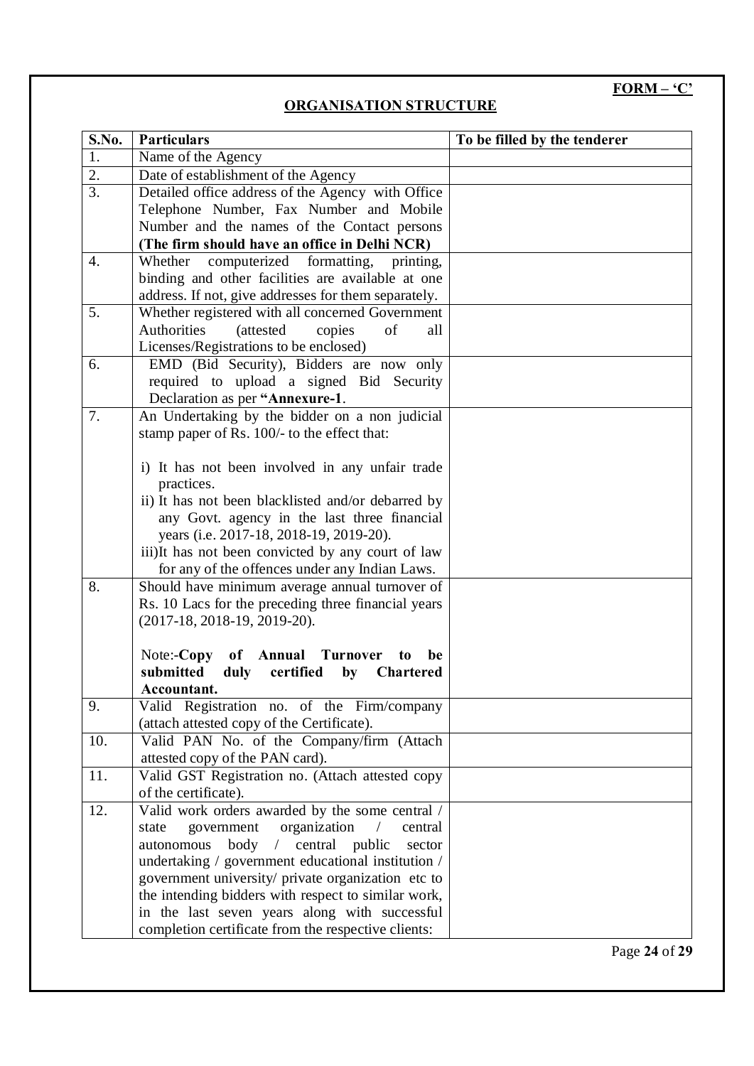**FORM – 'C'**

## ORGANISATION STRUCTURE

| S.No. | Particulars | To be filled by the tenderer |
|---|---|---|
| 1. | Name of the Agency | |
| 2. | Date of establishment of the Agency | |
| 3. | Detailed office address of the Agency with Office Telephone Number, Fax Number and Mobile Number and the names of the Contact persons **(The firm should have an office in Delhi NCR)** | |
| 4. | Whether computerized formatting, printing, binding and other facilities are available at one address. If not, give addresses for them separately. | |
| 5. | Whether registered with all concerned Government Authorities (attested copies of all Licenses/Registrations to be enclosed) | |
| 6. | EMD (Bid Security), Bidders are now only required to upload a signed Bid Security Declaration as per **"Annexure-1**. | |
| 7. | An Undertaking by the bidder on a non judicial stamp paper of Rs. 100/- to the effect that:<br><br>i) It has not been involved in any unfair trade practices.<br>ii) It has not been blacklisted and/or debarred by any Govt. agency in the last three financial years (i.e. 2017-18, 2018-19, 2019-20).<br>iii)It has not been convicted by any court of law for any of the offences under any Indian Laws. | |
| 8. | Should have minimum average annual turnover of Rs. 10 Lacs for the preceding three financial years (2017-18, 2018-19, 2019-20).<br><br>Note:-**Copy of Annual Turnover to be submitted duly certified by Chartered Accountant.** | |
| 9. | Valid Registration no. of the Firm/company (attach attested copy of the Certificate). | |
| 10. | Valid PAN No. of the Company/firm (Attach attested copy of the PAN card). | |
| 11. | Valid GST Registration no. (Attach attested copy of the certificate). | |
| 12. | Valid work orders awarded by the some central / state government organization / central autonomous body / central public sector undertaking / government educational institution / government university/ private organization etc to the intending bidders with respect to similar work, in the last seven years along with successful completion certificate from the respective clients: | |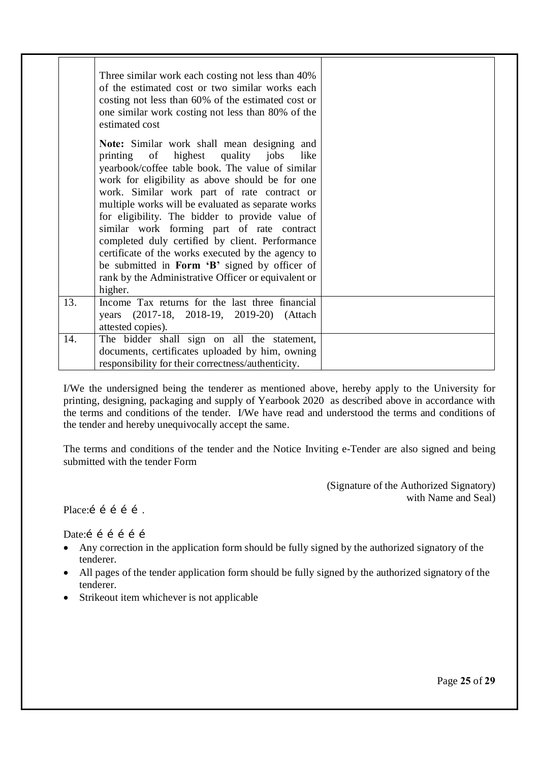| | | |
|---|---|---|
| | Three similar work each costing not less than 40% of the estimated cost or two similar works each costing not less than 60% of the estimated cost or one similar work costing not less than 80% of the estimated cost<br><br>**Note:** Similar work shall mean designing and printing of highest quality jobs like yearbook/coffee table book. The value of similar work for eligibility as above should be for one work. Similar work part of rate contract or multiple works will be evaluated as separate works for eligibility. The bidder to provide value of similar work forming part of rate contract completed duly certified by client. Performance certificate of the works executed by the agency to be submitted in **Form 'B'** signed by officer of rank by the Administrative Officer or equivalent or higher. | |
| 13. | Income Tax returns for the last three financial years (2017-18, 2018-19, 2019-20) (Attach attested copies). | |
| 14. | The bidder shall sign on all the statement, documents, certificates uploaded by him, owning responsibility for their correctness/authenticity. | |

I/We the undersigned being the tenderer as mentioned above, hereby apply to the University for printing, designing, packaging and supply of Yearbook 2020 as described above in accordance with the terms and conditions of the tender. I/We have read and understood the terms and conditions of the tender and hereby unequivocally accept the same.

The terms and conditions of the tender and the Notice Inviting e-Tender are also signed and being submitted with the tender Form

(Signature of the Authorized Signatory)
with Name and Seal)

Place:é é é é é .

Date:é é é é é é

- Any correction in the application form should be fully signed by the authorized signatory of the tenderer.
- All pages of the tender application form should be fully signed by the authorized signatory of the tenderer.
- Strikeout item whichever is not applicable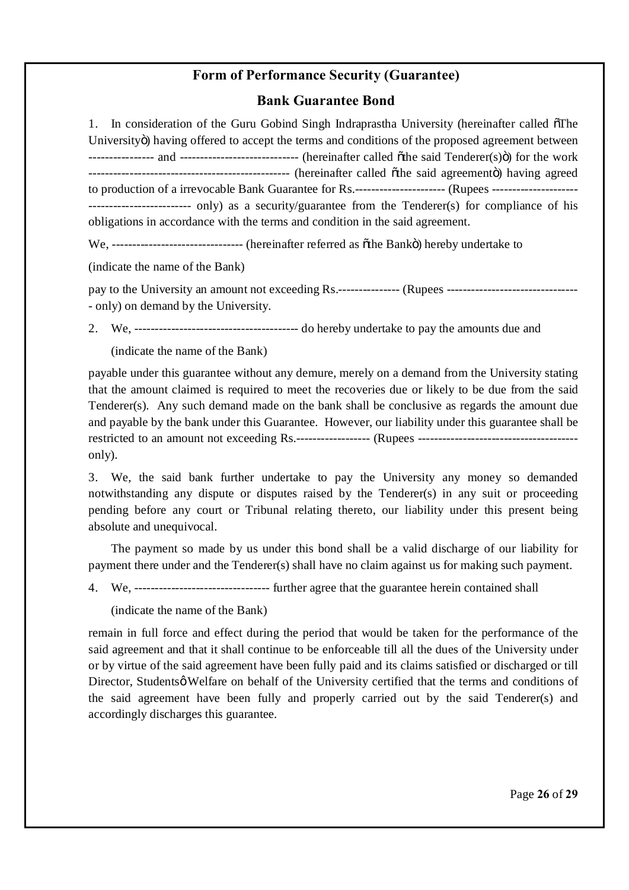## Form of Performance Security (Guarantee)

## Bank Guarantee Bond

1. In consideration of the Guru Gobind Singh Indraprastha University (hereinafter called "The University") having offered to accept the terms and conditions of the proposed agreement between ---------------- and ----------------------------- (hereinafter called "the said Tenderer(s)") for the work ------------------------------------------------- (hereinafter called "the said agreement") having agreed to production of a irrevocable Bank Guarantee for Rs.---------------------- (Rupees --------------------- ------------------------ only) as a security/guarantee from the Tenderer(s) for compliance of his obligations in accordance with the terms and condition in the said agreement.

We, -------------------------------- (hereinafter referred as "the Bank") hereby undertake to

(indicate the name of the Bank)

pay to the University an amount not exceeding Rs.--------------- (Rupees -------------------------------- - only) on demand by the University.

2. We, --------------------------------------- do hereby undertake to pay the amounts due and

(indicate the name of the Bank)

payable under this guarantee without any demure, merely on a demand from the University stating that the amount claimed is required to meet the recoveries due or likely to be due from the said Tenderer(s). Any such demand made on the bank shall be conclusive as regards the amount due and payable by the bank under this Guarantee. However, our liability under this guarantee shall be restricted to an amount not exceeding Rs.------------------ (Rupees --------------------------------------- only).

3. We, the said bank further undertake to pay the University any money so demanded notwithstanding any dispute or disputes raised by the Tenderer(s) in any suit or proceeding pending before any court or Tribunal relating thereto, our liability under this present being absolute and unequivocal.

The payment so made by us under this bond shall be a valid discharge of our liability for payment there under and the Tenderer(s) shall have no claim against us for making such payment.

4. We, -------------------------------- further agree that the guarantee herein contained shall

(indicate the name of the Bank)

remain in full force and effect during the period that would be taken for the performance of the said agreement and that it shall continue to be enforceable till all the dues of the University under or by virtue of the said agreement have been fully paid and its claims satisfied or discharged or till Director, Students' Welfare on behalf of the University certified that the terms and conditions of the said agreement have been fully and properly carried out by the said Tenderer(s) and accordingly discharges this guarantee.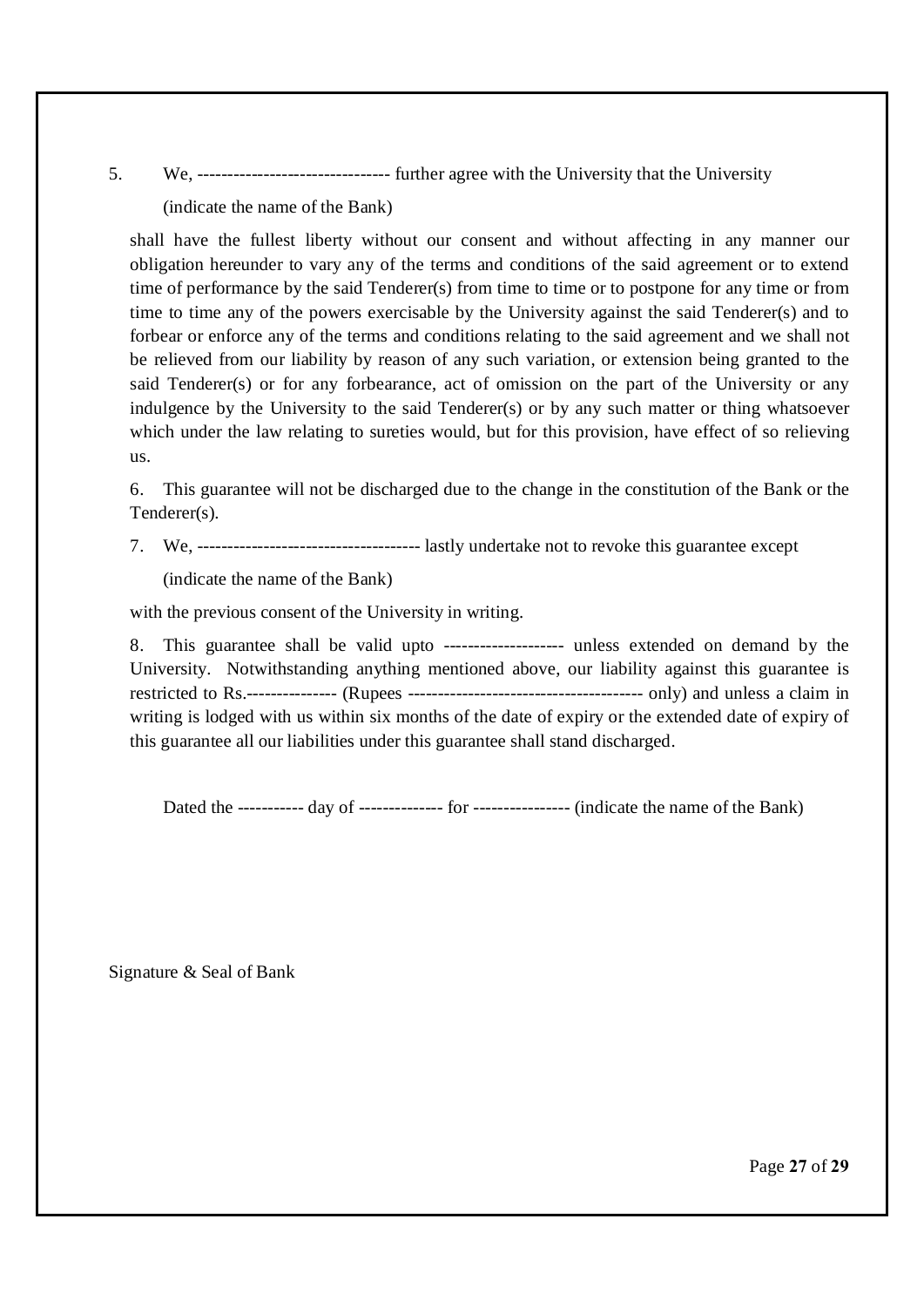5. We, ------------------------------- further agree with the University that the University

(indicate the name of the Bank)

shall have the fullest liberty without our consent and without affecting in any manner our obligation hereunder to vary any of the terms and conditions of the said agreement or to extend time of performance by the said Tenderer(s) from time to time or to postpone for any time or from time to time any of the powers exercisable by the University against the said Tenderer(s) and to forbear or enforce any of the terms and conditions relating to the said agreement and we shall not be relieved from our liability by reason of any such variation, or extension being granted to the said Tenderer(s) or for any forbearance, act of omission on the part of the University or any indulgence by the University to the said Tenderer(s) or by any such matter or thing whatsoever which under the law relating to sureties would, but for this provision, have effect of so relieving us.

6. This guarantee will not be discharged due to the change in the constitution of the Bank or the Tenderer(s).

7. We, ------------------------------------ lastly undertake not to revoke this guarantee except

(indicate the name of the Bank)

with the previous consent of the University in writing.

8. This guarantee shall be valid upto ------------------- unless extended on demand by the University. Notwithstanding anything mentioned above, our liability against this guarantee is restricted to Rs.--------------- (Rupees -------------------------------------- only) and unless a claim in writing is lodged with us within six months of the date of expiry or the extended date of expiry of this guarantee all our liabilities under this guarantee shall stand discharged.

Dated the ----------- day of ------------- for ---------------- (indicate the name of the Bank)

Signature & Seal of Bank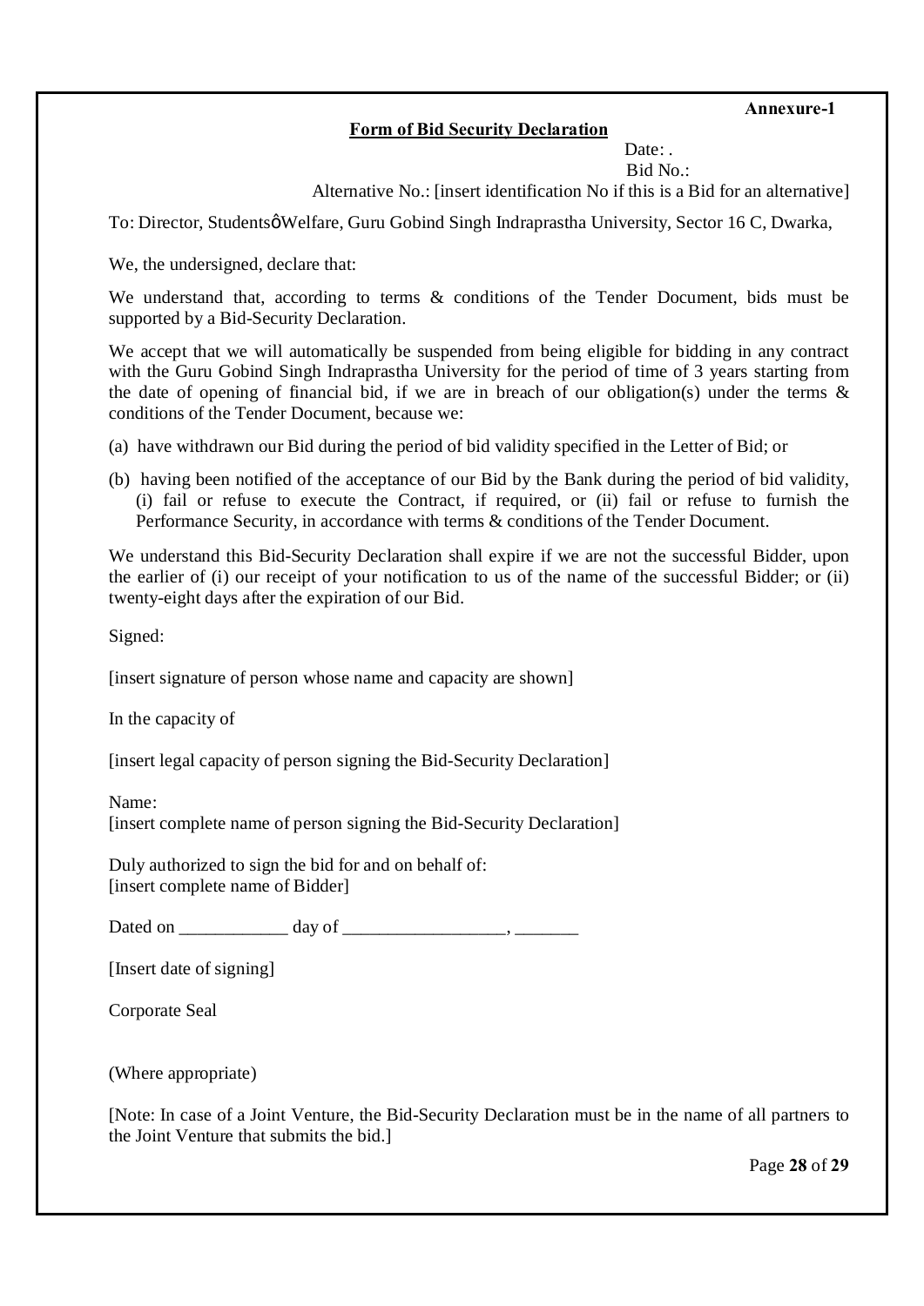**Annexure-1**

**Form of Bid Security Declaration**

Date: .

Bid No.:

Alternative No.: [insert identification No if this is a Bid for an alternative]

To: Director, Students' Welfare, Guru Gobind Singh Indraprastha University, Sector 16 C, Dwarka,

We, the undersigned, declare that:

We understand that, according to terms & conditions of the Tender Document, bids must be supported by a Bid-Security Declaration.

We accept that we will automatically be suspended from being eligible for bidding in any contract with the Guru Gobind Singh Indraprastha University for the period of time of 3 years starting from the date of opening of financial bid, if we are in breach of our obligation(s) under the terms & conditions of the Tender Document, because we:

(a) have withdrawn our Bid during the period of bid validity specified in the Letter of Bid; or

(b) having been notified of the acceptance of our Bid by the Bank during the period of bid validity, (i) fail or refuse to execute the Contract, if required, or (ii) fail or refuse to furnish the Performance Security, in accordance with terms & conditions of the Tender Document.

We understand this Bid-Security Declaration shall expire if we are not the successful Bidder, upon the earlier of (i) our receipt of your notification to us of the name of the successful Bidder; or (ii) twenty-eight days after the expiration of our Bid.

Signed:

[insert signature of person whose name and capacity are shown]

In the capacity of

[insert legal capacity of person signing the Bid-Security Declaration]

Name:
[insert complete name of person signing the Bid-Security Declaration]

Duly authorized to sign the bid for and on behalf of:
[insert complete name of Bidder]

Dated on ____________ day of __________________, _______

[Insert date of signing]

Corporate Seal

(Where appropriate)

[Note: In case of a Joint Venture, the Bid-Security Declaration must be in the name of all partners to the Joint Venture that submits the bid.]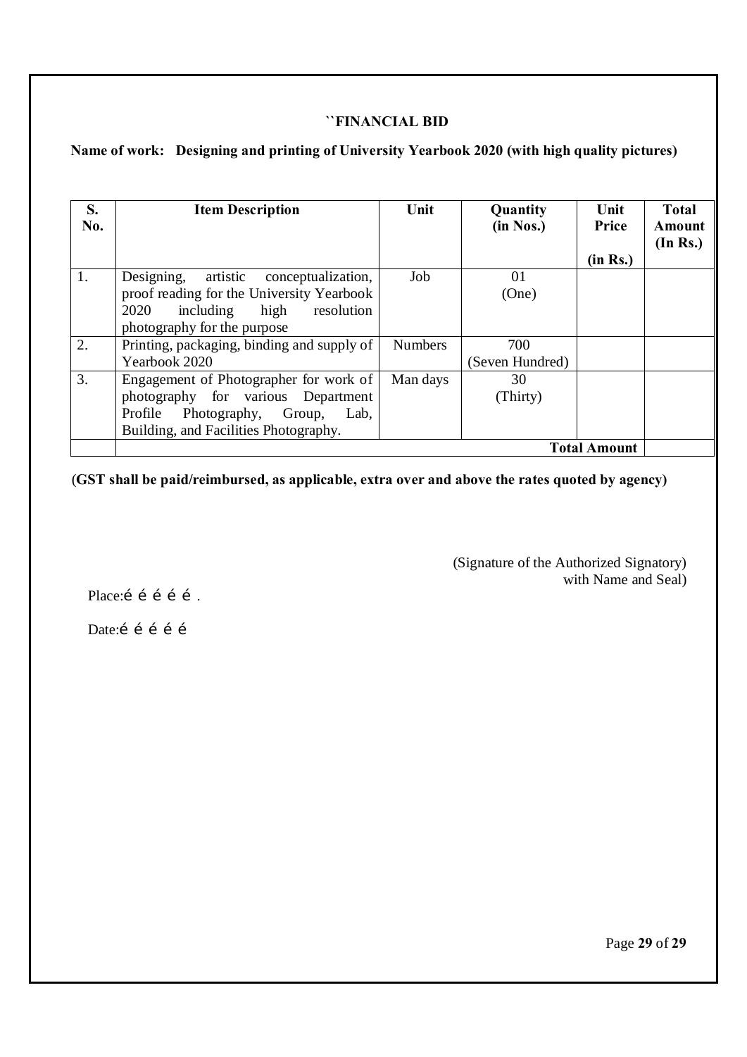## ``FINANCIAL BID

**Name of work: Designing and printing of University Yearbook 2020 (with high quality pictures)**

| S. No. | Item Description | Unit | Quantity (in Nos.) | Unit Price (in Rs.) | Total Amount (In Rs.) |
|---|---|---|---|---|---|
| 1. | Designing, artistic conceptualization, proof reading for the University Yearbook 2020 including high resolution photography for the purpose | Job | 01 (One) | | |
| 2. | Printing, packaging, binding and supply of Yearbook 2020 | Numbers | 700 (Seven Hundred) | | |
| 3. | Engagement of Photographer for work of photography for various Department Profile Photography, Group, Lab, Building, and Facilities Photography. | Man days | 30 (Thirty) | | |
| | | | | **Total Amount** | |

**(GST shall be paid/reimbursed, as applicable, extra over and above the rates quoted by agency)**

(Signature of the Authorized Signatory)
with Name and Seal)

Place:é é é é é .

Date:é é é é é